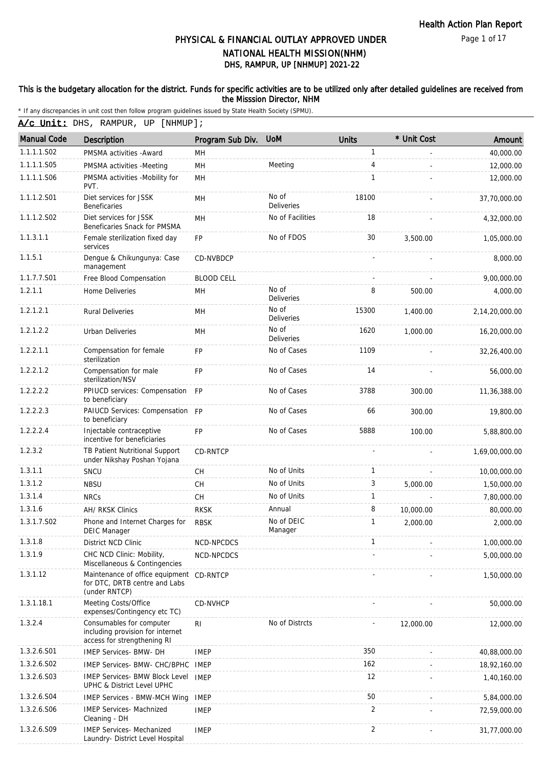# PHYSICAL & FINANCIAL OUTLAY APPROVED UNDER NATIONAL HEALTH MISSION(NHM)

## DHS, RAMPUR, UP [NHMUP] 2021-22

**This is the budgetary allocation for the district. Funds for specific activities are to be utilized only after detailed guidelines are received from the Misssion Director, NHM**

\* If any discrepancies in unit cost then follow program guidelines issued by State Health Society (SPMU).

**A/c Unit:** DHS, RAMPUR, UP [NHMUP];

| Manual Code | Description | Program Sub Div. | UoM | Units | * Unit Cost | Amount |
|---|---|---|---|---|---|---|
| 1.1.1.1.S02 | PMSMA activities -Award | MH | | 1 | - | 40,000.00 |
| 1.1.1.1.S05 | PMSMA activities -Meeting | MH | Meeting | 4 | - | 12,000.00 |
| 1.1.1.1.S06 | PMSMA activities -Mobility for PVT. | MH | | 1 | - | 12,000.00 |
| 1.1.1.2.S01 | Diet services for JSSK Beneficaries | MH | No of Deliveries | 18100 | - | 37,70,000.00 |
| 1.1.1.2.S02 | Diet services for JSSK Beneficaries Snack for PMSMA | MH | No of Facilities | 18 | - | 4,32,000.00 |
| 1.1.3.1.1 | Female sterilization fixed day services | FP | No of FDOS | 30 | 3,500.00 | 1,05,000.00 |
| 1.1.5.1 | Dengue & Chikungunya: Case management | CD-NVBDCP | | - | - | 8,000.00 |
| 1.1.7.7.S01 | Free Blood Compensation | BLOOD CELL | | - | - | 9,00,000.00 |
| 1.2.1.1 | Home Deliveries | MH | No of Deliveries | 8 | 500.00 | 4,000.00 |
| 1.2.1.2.1 | Rural Deliveries | MH | No of Deliveries | 15300 | 1,400.00 | 2,14,20,000.00 |
| 1.2.1.2.2 | Urban Deliveries | MH | No of Deliveries | 1620 | 1,000.00 | 16,20,000.00 |
| 1.2.2.1.1 | Compensation for female sterilization | FP | No of Cases | 1109 | - | 32,26,400.00 |
| 1.2.2.1.2 | Compensation for male sterilization/NSV | FP | No of Cases | 14 | - | 56,000.00 |
| 1.2.2.2.2 | PPIUCD services: Compensation to beneficiary | FP | No of Cases | 3788 | 300.00 | 11,36,388.00 |
| 1.2.2.2.3 | PAIUCD Services: Compensation to beneficiary | FP | No of Cases | 66 | 300.00 | 19,800.00 |
| 1.2.2.2.4 | Injectable contraceptive incentive for beneficiaries | FP | No of Cases | 5888 | 100.00 | 5,88,800.00 |
| 1.2.3.2 | TB Patient Nutritional Support under Nikshay Poshan Yojana | CD-RNTCP | | - | - | 1,69,00,000.00 |
| 1.3.1.1 | SNCU | CH | No of Units | 1 | - | 10,00,000.00 |
| 1.3.1.2 | NBSU | CH | No of Units | 3 | 5,000.00 | 1,50,000.00 |
| 1.3.1.4 | NRCs | CH | No of Units | 1 | - | 7,80,000.00 |
| 1.3.1.6 | AH/ RKSK Clinics | RKSK | Annual | 8 | 10,000.00 | 80,000.00 |
| 1.3.1.7.S02 | Phone and Internet Charges for DEIC Manager | RBSK | No of DEIC Manager | 1 | 2,000.00 | 2,000.00 |
| 1.3.1.8 | District NCD Clinic | NCD-NPCDCS | | 1 | - | 1,00,000.00 |
| 1.3.1.9 | CHC NCD Clinic: Mobility, Miscellaneous & Contingencies | NCD-NPCDCS | | - | - | 5,00,000.00 |
| 1.3.1.12 | Maintenance of office equipment for DTC, DRTB centre and Labs (under RNTCP) | CD-RNTCP | | - | - | 1,50,000.00 |
| 1.3.1.18.1 | Meeting Costs/Office expenses/Contingency etc TC) | CD-NVHCP | | - | - | 50,000.00 |
| 1.3.2.4 | Consumables for computer including provision for internet access for strengthening RI | RI | No of Distrcts | - | 12,000.00 | 12,000.00 |
| 1.3.2.6.S01 | IMEP Services- BMW- DH | IMEP | | 350 | - | 40,88,000.00 |
| 1.3.2.6.S02 | IMEP Services- BMW- CHC/BPHC | IMEP | | 162 | - | 18,92,160.00 |
| 1.3.2.6.S03 | IMEP Services- BMW Block Level UPHC & District Level UPHC | IMEP | | 12 | - | 1,40,160.00 |
| 1.3.2.6.S04 | IMEP Services - BMW-MCH Wing | IMEP | | 50 | - | 5,84,000.00 |
| 1.3.2.6.S06 | IMEP Services- Machnized Cleaning - DH | IMEP | | 2 | - | 72,59,000.00 |
| 1.3.2.6.S09 | IMEP Services- Mechanized Laundry- District Level Hospital | IMEP | | 2 | - | 31,77,000.00 |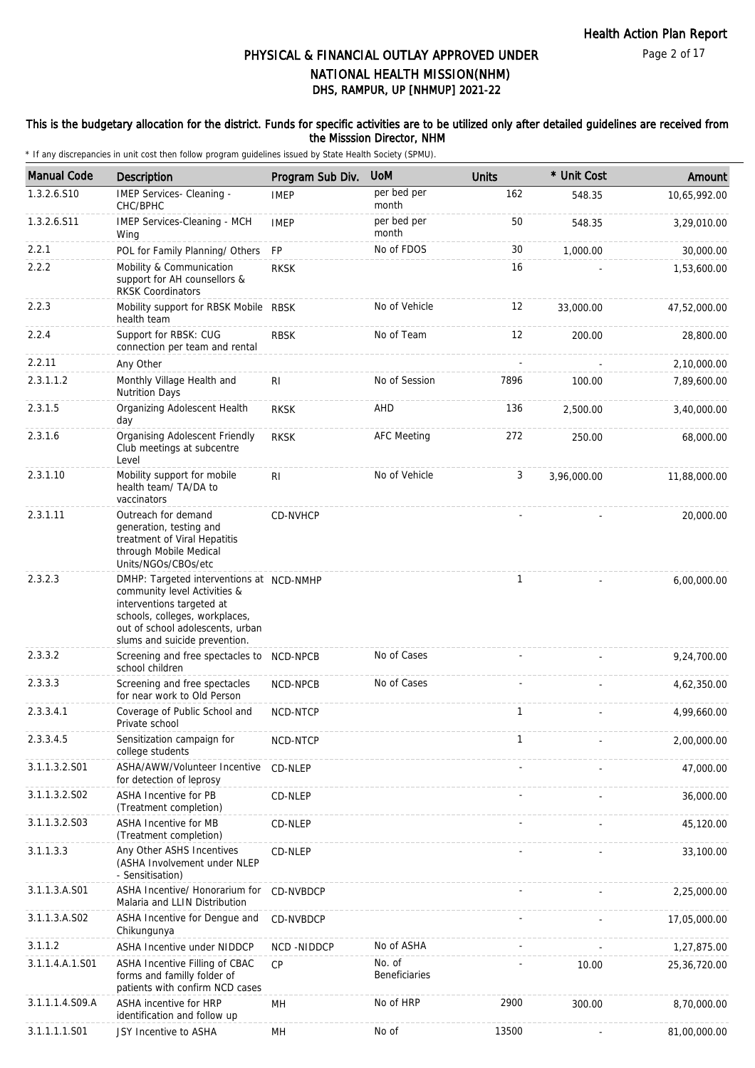# PHYSICAL & FINANCIAL OUTLAY APPROVED UNDER NATIONAL HEALTH MISSION(NHM)

## DHS, RAMPUR, UP [NHMUP] 2021-22

**This is the budgetary allocation for the district. Funds for specific activities are to be utilized only after detailed guidelines are received from the Misssion Director, NHM**

\* If any discrepancies in unit cost then follow program guidelines issued by State Health Society (SPMU).

| Manual Code | Description | Program Sub Div. | UoM | Units | * Unit Cost | Amount |
|---|---|---|---|---|---|---|
| 1.3.2.6.S10 | IMEP Services- Cleaning - CHC/BPHC | IMEP | per bed per month | 162 | 548.35 | 10,65,992.00 |
| 1.3.2.6.S11 | IMEP Services-Cleaning - MCH Wing | IMEP | per bed per month | 50 | 548.35 | 3,29,010.00 |
| 2.2.1 | POL for Family Planning/ Others | FP | No of FDOS | 30 | 1,000.00 | 30,000.00 |
| 2.2.2 | Mobility & Communication support for AH counsellors & RKSK Coordinators | RKSK | | 16 | - | 1,53,600.00 |
| 2.2.3 | Mobility support for RBSK Mobile health team | RBSK | No of Vehicle | 12 | 33,000.00 | 47,52,000.00 |
| 2.2.4 | Support for RBSK: CUG connection per team and rental | RBSK | No of Team | 12 | 200.00 | 28,800.00 |
| 2.2.11 | Any Other | | | - | - | 2,10,000.00 |
| 2.3.1.1.2 | Monthly Village Health and Nutrition Days | RI | No of Session | 7896 | 100.00 | 7,89,600.00 |
| 2.3.1.5 | Organizing Adolescent Health day | RKSK | AHD | 136 | 2,500.00 | 3,40,000.00 |
| 2.3.1.6 | Organising Adolescent Friendly Club meetings at subcentre Level | RKSK | AFC Meeting | 272 | 250.00 | 68,000.00 |
| 2.3.1.10 | Mobility support for mobile health team/ TA/DA to vaccinators | RI | No of Vehicle | 3 | 3,96,000.00 | 11,88,000.00 |
| 2.3.1.11 | Outreach for demand generation, testing and treatment of Viral Hepatitis through Mobile Medical Units/NGOs/CBOs/etc | CD-NVHCP | | - | - | 20,000.00 |
| 2.3.2.3 | DMHP: Targeted interventions at community level Activities & interventions targeted at schools, colleges, workplaces, out of school adolescents, urban slums and suicide prevention. | NCD-NMHP | | 1 | - | 6,00,000.00 |
| 2.3.3.2 | Screening and free spectacles to school children | NCD-NPCB | No of Cases | - | - | 9,24,700.00 |
| 2.3.3.3 | Screening and free spectacles for near work to Old Person | NCD-NPCB | No of Cases | - | - | 4,62,350.00 |
| 2.3.3.4.1 | Coverage of Public School and Private school | NCD-NTCP | | 1 | - | 4,99,660.00 |
| 2.3.3.4.5 | Sensitization campaign for college students | NCD-NTCP | | 1 | - | 2,00,000.00 |
| 3.1.1.3.2.S01 | ASHA/AWW/Volunteer Incentive for detection of leprosy | CD-NLEP | | - | - | 47,000.00 |
| 3.1.1.3.2.S02 | ASHA Incentive for PB (Treatment completion) | CD-NLEP | | - | - | 36,000.00 |
| 3.1.1.3.2.S03 | ASHA Incentive for MB (Treatment completion) | CD-NLEP | | - | - | 45,120.00 |
| 3.1.1.3.3 | Any Other ASHS Incentives (ASHA Involvement under NLEP - Sensitisation) | CD-NLEP | | - | - | 33,100.00 |
| 3.1.1.3.A.S01 | ASHA Incentive/ Honorarium for Malaria and LLIN Distribution | CD-NVBDCP | | - | - | 2,25,000.00 |
| 3.1.1.3.A.S02 | ASHA Incentive for Dengue and Chikungunya | CD-NVBDCP | | - | - | 17,05,000.00 |
| 3.1.1.2 | ASHA Incentive under NIDDCP | NCD -NIDDCP | No of ASHA | - | - | 1,27,875.00 |
| 3.1.1.4.A.1.S01 | ASHA Incentive Filling of CBAC forms and familly folder of patients with confirm NCD cases | CP | No. of Beneficiaries | - | 10.00 | 25,36,720.00 |
| 3.1.1.1.4.S09.A | ASHA incentive for HRP identification and follow up | MH | No of HRP | 2900 | 300.00 | 8,70,000.00 |
| 3.1.1.1.1.S01 | JSY Incentive to ASHA | MH | No of | 13500 | - | 81,00,000.00 |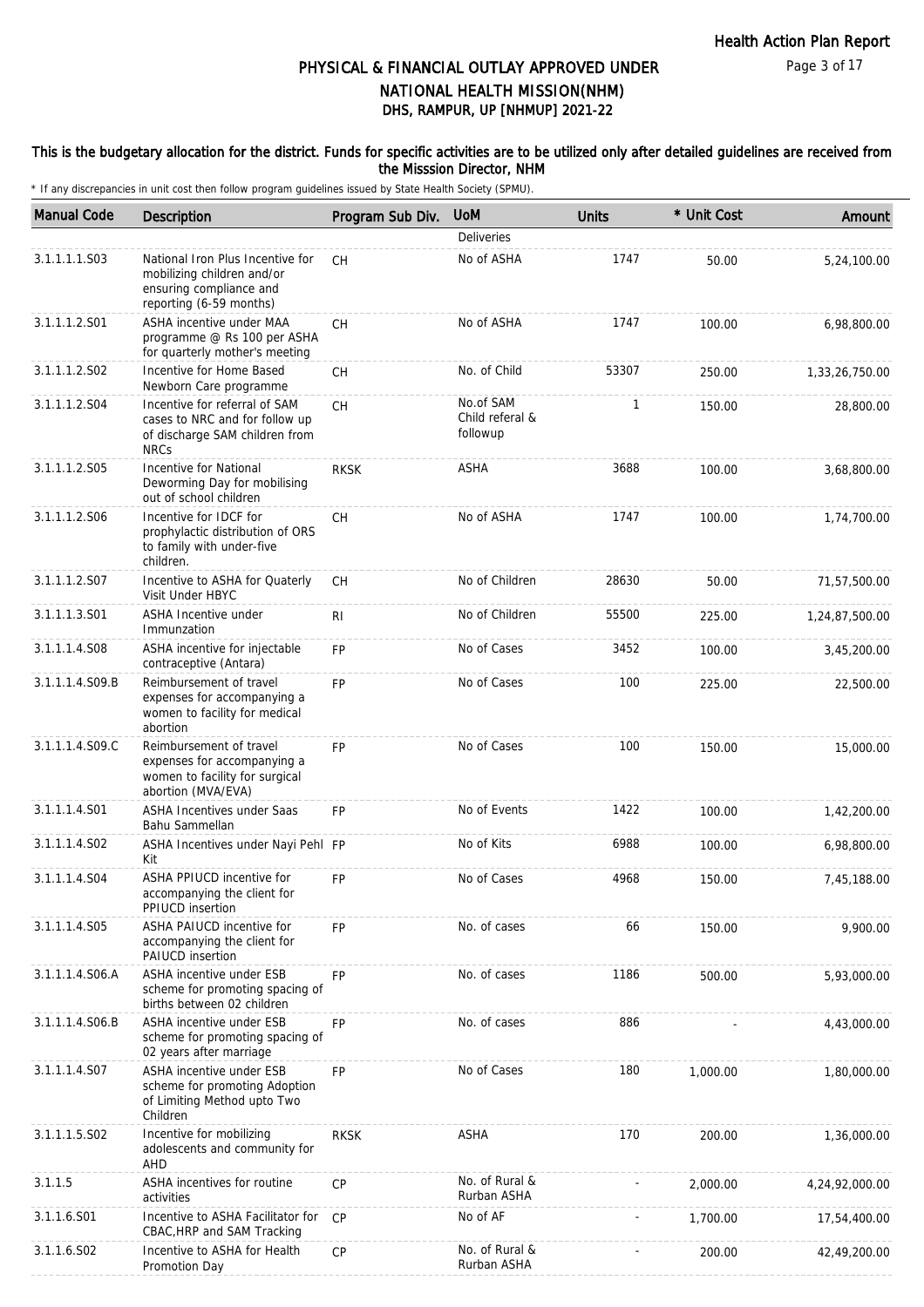# PHYSICAL & FINANCIAL OUTLAY APPROVED UNDER NATIONAL HEALTH MISSION(NHM)

## DHS, RAMPUR, UP [NHMUP] 2021-22

**This is the budgetary allocation for the district. Funds for specific activities are to be utilized only after detailed guidelines are received from the Misssion Director, NHM**

\* If any discrepancies in unit cost then follow program guidelines issued by State Health Society (SPMU).

| Manual Code | Description | Program Sub Div. | UoM | Units | * Unit Cost | Amount |
|---|---|---|---|---|---|---|
| | | | Deliveries | | | |
| 3.1.1.1.1.S03 | National Iron Plus Incentive for mobilizing children and/or ensuring compliance and reporting (6-59 months) | CH | No of ASHA | 1747 | 50.00 | 5,24,100.00 |
| 3.1.1.1.2.S01 | ASHA incentive under MAA programme @ Rs 100 per ASHA for quarterly mother's meeting | CH | No of ASHA | 1747 | 100.00 | 6,98,800.00 |
| 3.1.1.1.2.S02 | Incentive for Home Based Newborn Care programme | CH | No. of Child | 53307 | 250.00 | 1,33,26,750.00 |
| 3.1.1.1.2.S04 | Incentive for referral of SAM cases to NRC and for follow up of discharge SAM children from NRCs | CH | No.of SAM Child referal & followup | 1 | 150.00 | 28,800.00 |
| 3.1.1.1.2.S05 | Incentive for National Deworming Day for mobilising out of school children | RKSK | ASHA | 3688 | 100.00 | 3,68,800.00 |
| 3.1.1.1.2.S06 | Incentive for IDCF for prophylactic distribution of ORS to family with under-five children. | CH | No of ASHA | 1747 | 100.00 | 1,74,700.00 |
| 3.1.1.1.2.S07 | Incentive to ASHA for Quaterly Visit Under HBYC | CH | No of Children | 28630 | 50.00 | 71,57,500.00 |
| 3.1.1.1.3.S01 | ASHA Incentive under Immunzation | RI | No of Children | 55500 | 225.00 | 1,24,87,500.00 |
| 3.1.1.1.4.S08 | ASHA incentive for injectable contraceptive (Antara) | FP | No of Cases | 3452 | 100.00 | 3,45,200.00 |
| 3.1.1.1.4.S09.B | Reimbursement of travel expenses for accompanying a women to facility for medical abortion | FP | No of Cases | 100 | 225.00 | 22,500.00 |
| 3.1.1.1.4.S09.C | Reimbursement of travel expenses for accompanying a women to facility for surgical abortion (MVA/EVA) | FP | No of Cases | 100 | 150.00 | 15,000.00 |
| 3.1.1.1.4.S01 | ASHA Incentives under Saas Bahu Sammellan | FP | No of Events | 1422 | 100.00 | 1,42,200.00 |
| 3.1.1.1.4.S02 | ASHA Incentives under Nayi Pehl Kit | FP | No of Kits | 6988 | 100.00 | 6,98,800.00 |
| 3.1.1.1.4.S04 | ASHA PPIUCD incentive for accompanying the client for PPIUCD insertion | FP | No of Cases | 4968 | 150.00 | 7,45,188.00 |
| 3.1.1.1.4.S05 | ASHA PAIUCD incentive for accompanying the client for PAIUCD insertion | FP | No. of cases | 66 | 150.00 | 9,900.00 |
| 3.1.1.1.4.S06.A | ASHA incentive under ESB scheme for promoting spacing of births between 02 children | FP | No. of cases | 1186 | 500.00 | 5,93,000.00 |
| 3.1.1.1.4.S06.B | ASHA incentive under ESB scheme for promoting spacing of 02 years after marriage | FP | No. of cases | 886 | - | 4,43,000.00 |
| 3.1.1.1.4.S07 | ASHA incentive under ESB scheme for promoting Adoption of Limiting Method upto Two Children | FP | No of Cases | 180 | 1,000.00 | 1,80,000.00 |
| 3.1.1.1.5.S02 | Incentive for mobilizing adolescents and community for AHD | RKSK | ASHA | 170 | 200.00 | 1,36,000.00 |
| 3.1.1.5 | ASHA incentives for routine activities | CP | No. of Rural & Rurban ASHA | - | 2,000.00 | 4,24,92,000.00 |
| 3.1.1.6.S01 | Incentive to ASHA Facilitator for CBAC,HRP and SAM Tracking | CP | No of AF | - | 1,700.00 | 17,54,400.00 |
| 3.1.1.6.S02 | Incentive to ASHA for Health Promotion Day | CP | No. of Rural & Rurban ASHA | - | 200.00 | 42,49,200.00 |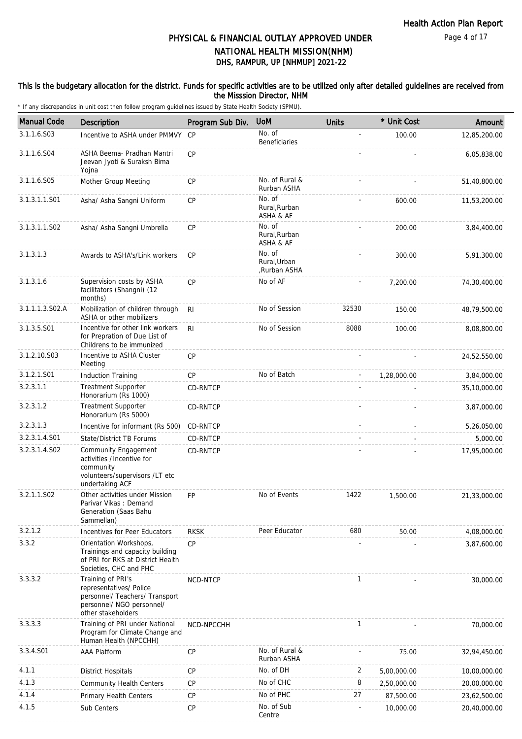# PHYSICAL & FINANCIAL OUTLAY APPROVED UNDER NATIONAL HEALTH MISSION(NHM)

## DHS, RAMPUR, UP [NHMUP] 2021-22

### This is the budgetary allocation for the district. Funds for specific activities are to be utilized only after detailed guidelines are received from the Misssion Director, NHM

* If any discrepancies in unit cost then follow program guidelines issued by State Health Society (SPMU).

| Manual Code | Description | Program Sub Div. | UoM | Units | * Unit Cost | Amount |
|---|---|---|---|---|---|---|
| 3.1.1.6.S03 | Incentive to ASHA under PMMVY | CP | No. of Beneficiaries | - | 100.00 | 12,85,200.00 |
| 3.1.1.6.S04 | ASHA Beema- Pradhan Mantri Jeevan Jyoti & Suraksh Bima Yojna | CP | | - | - | 6,05,838.00 |
| 3.1.1.6.S05 | Mother Group Meeting | CP | No. of Rural & Rurban ASHA | - | - | 51,40,800.00 |
| 3.1.3.1.1.S01 | Asha/ Asha Sangni Uniform | CP | No. of Rural,Rurban ASHA & AF | - | 600.00 | 11,53,200.00 |
| 3.1.3.1.1.S02 | Asha/ Asha Sangni Umbrella | CP | No. of Rural,Rurban ASHA & AF | - | 200.00 | 3,84,400.00 |
| 3.1.3.1.3 | Awards to ASHA's/Link workers | CP | No. of Rural,Urban ,Rurban ASHA | - | 300.00 | 5,91,300.00 |
| 3.1.3.1.6 | Supervision costs by ASHA facilitators (Shangni) (12 months) | CP | No of AF | - | 7,200.00 | 74,30,400.00 |
| 3.1.1.1.3.S02.A | Mobilization of children through ASHA or other mobilizers | RI | No of Session | 32530 | 150.00 | 48,79,500.00 |
| 3.1.3.5.S01 | Incentive for other link workers for Prepration of Due List of Childrens to be immunized | RI | No of Session | 8088 | 100.00 | 8,08,800.00 |
| 3.1.2.10.S03 | Incentive to ASHA Cluster Meeting | CP | | - | - | 24,52,550.00 |
| 3.1.2.1.S01 | Induction Training | CP | No of Batch | - | 1,28,000.00 | 3,84,000.00 |
| 3.2.3.1.1 | Treatment Supporter Honorarium (Rs 1000) | CD-RNTCP | | - | - | 35,10,000.00 |
| 3.2.3.1.2 | Treatment Supporter Honorarium (Rs 5000) | CD-RNTCP | | - | - | 3,87,000.00 |
| 3.2.3.1.3 | Incentive for informant (Rs 500) | CD-RNTCP | | - | - | 5,26,050.00 |
| 3.2.3.1.4.S01 | State/District TB Forums | CD-RNTCP | | - | - | 5,000.00 |
| 3.2.3.1.4.S02 | Community Engagement activities /Incentive for community volunteers/supervisors /LT etc undertaking ACF | CD-RNTCP | | - | - | 17,95,000.00 |
| 3.2.1.1.S02 | Other activities under Mission Parivar Vikas : Demand Generation (Saas Bahu Sammellan) | FP | No of Events | 1422 | 1,500.00 | 21,33,000.00 |
| 3.2.1.2 | Incentives for Peer Educators | RKSK | Peer Educator | 680 | 50.00 | 4,08,000.00 |
| 3.3.2 | Orientation Workshops, Trainings and capacity building of PRI for RKS at District Health Societies, CHC and PHC | CP | | - | - | 3,87,600.00 |
| 3.3.3.2 | Training of PRI's representatives/ Police personnel/ Teachers/ Transport personnel/ NGO personnel/ other stakeholders | NCD-NTCP | | 1 | - | 30,000.00 |
| 3.3.3.3 | Training of PRI under National Program for Climate Change and Human Health (NPCCHH) | NCD-NPCCHH | | 1 | - | 70,000.00 |
| 3.3.4.S01 | AAA Platform | CP | No. of Rural & Rurban ASHA | - | 75.00 | 32,94,450.00 |
| 4.1.1 | District Hospitals | CP | No. of DH | 2 | 5,00,000.00 | 10,00,000.00 |
| 4.1.3 | Community Health Centers | CP | No of CHC | 8 | 2,50,000.00 | 20,00,000.00 |
| 4.1.4 | Primary Health Centers | CP | No of PHC | 27 | 87,500.00 | 23,62,500.00 |
| 4.1.5 | Sub Centers | CP | No. of Sub Centre | - | 10,000.00 | 20,40,000.00 |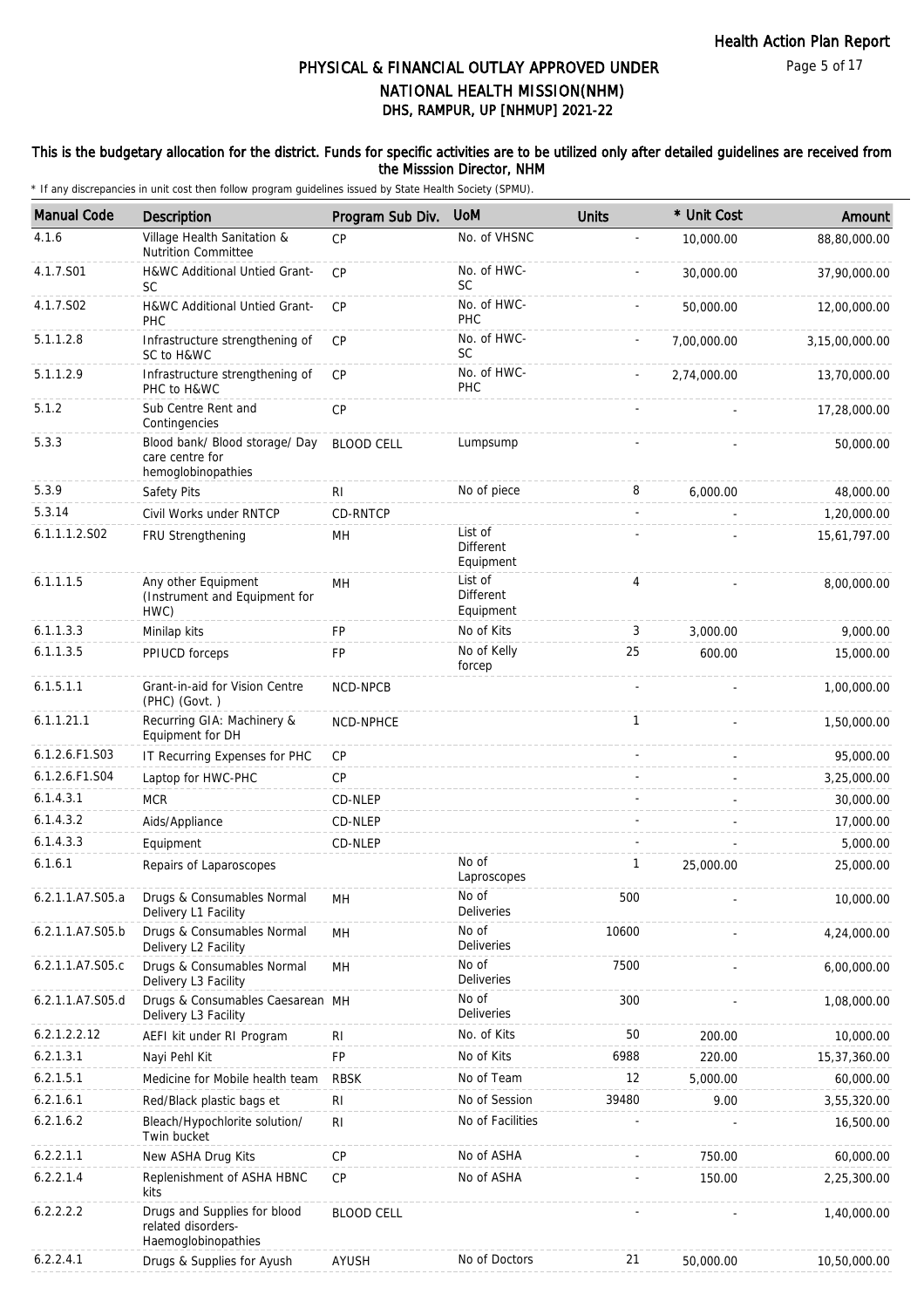# PHYSICAL & FINANCIAL OUTLAY APPROVED UNDER NATIONAL HEALTH MISSION(NHM)

## DHS, RAMPUR, UP [NHMUP] 2021-22

**This is the budgetary allocation for the district. Funds for specific activities are to be utilized only after detailed guidelines are received from the Misssion Director, NHM**

\* If any discrepancies in unit cost then follow program guidelines issued by State Health Society (SPMU).

| Manual Code | Description | Program Sub Div. | UoM | Units | * Unit Cost | Amount |
|---|---|---|---|---|---|---|
| 4.1.6 | Village Health Sanitation & Nutrition Committee | CP | No. of VHSNC | - | 10,000.00 | 88,80,000.00 |
| 4.1.7.S01 | H&WC Additional Untied Grant-SC | CP | No. of HWC-SC | - | 30,000.00 | 37,90,000.00 |
| 4.1.7.S02 | H&WC Additional Untied Grant-PHC | CP | No. of HWC-PHC | - | 50,000.00 | 12,00,000.00 |
| 5.1.1.2.8 | Infrastructure strengthening of SC to H&WC | CP | No. of HWC-SC | - | 7,00,000.00 | 3,15,00,000.00 |
| 5.1.1.2.9 | Infrastructure strengthening of PHC to H&WC | CP | No. of HWC-PHC | - | 2,74,000.00 | 13,70,000.00 |
| 5.1.2 | Sub Centre Rent and Contingencies | CP | | - | - | 17,28,000.00 |
| 5.3.3 | Blood bank/ Blood storage/ Day care centre for hemoglobinopathies | BLOOD CELL | Lumpsump | - | - | 50,000.00 |
| 5.3.9 | Safety Pits | RI | No of piece | 8 | 6,000.00 | 48,000.00 |
| 5.3.14 | Civil Works under RNTCP | CD-RNTCP | | - | - | 1,20,000.00 |
| 6.1.1.1.2.S02 | FRU Strengthening | MH | List of Different Equipment | - | - | 15,61,797.00 |
| 6.1.1.1.5 | Any other Equipment (Instrument and Equipment for HWC) | MH | List of Different Equipment | 4 | - | 8,00,000.00 |
| 6.1.1.3.3 | Minilap kits | FP | No of Kits | 3 | 3,000.00 | 9,000.00 |
| 6.1.1.3.5 | PPIUCD forceps | FP | No of Kelly forcep | 25 | 600.00 | 15,000.00 |
| 6.1.5.1.1 | Grant-in-aid for Vision Centre (PHC) (Govt. ) | NCD-NPCB | | - | - | 1,00,000.00 |
| 6.1.1.21.1 | Recurring GIA: Machinery & Equipment for DH | NCD-NPHCE | | 1 | - | 1,50,000.00 |
| 6.1.2.6.F1.S03 | IT Recurring Expenses for PHC | CP | | - | - | 95,000.00 |
| 6.1.2.6.F1.S04 | Laptop for HWC-PHC | CP | | - | - | 3,25,000.00 |
| 6.1.4.3.1 | MCR | CD-NLEP | | - | - | 30,000.00 |
| 6.1.4.3.2 | Aids/Appliance | CD-NLEP | | - | - | 17,000.00 |
| 6.1.4.3.3 | Equipment | CD-NLEP | | - | - | 5,000.00 |
| 6.1.6.1 | Repairs of Laparoscopes | | No of Laproscopes | 1 | 25,000.00 | 25,000.00 |
| 6.2.1.1.A7.S05.a | Drugs & Consumables Normal Delivery L1 Facility | MH | No of Deliveries | 500 | - | 10,000.00 |
| 6.2.1.1.A7.S05.b | Drugs & Consumables Normal Delivery L2 Facility | MH | No of Deliveries | 10600 | - | 4,24,000.00 |
| 6.2.1.1.A7.S05.c | Drugs & Consumables Normal Delivery L3 Facility | MH | No of Deliveries | 7500 | - | 6,00,000.00 |
| 6.2.1.1.A7.S05.d | Drugs & Consumables Caesarean Delivery L3 Facility | MH | No of Deliveries | 300 | - | 1,08,000.00 |
| 6.2.1.2.2.12 | AEFI kit under RI Program | RI | No. of Kits | 50 | 200.00 | 10,000.00 |
| 6.2.1.3.1 | Nayi Pehl Kit | FP | No of Kits | 6988 | 220.00 | 15,37,360.00 |
| 6.2.1.5.1 | Medicine for Mobile health team | RBSK | No of Team | 12 | 5,000.00 | 60,000.00 |
| 6.2.1.6.1 | Red/Black plastic bags et | RI | No of Session | 39480 | 9.00 | 3,55,320.00 |
| 6.2.1.6.2 | Bleach/Hypochlorite solution/ Twin bucket | RI | No of Facilities | - | - | 16,500.00 |
| 6.2.2.1.1 | New ASHA Drug Kits | CP | No of ASHA | - | 750.00 | 60,000.00 |
| 6.2.2.1.4 | Replenishment of ASHA HBNC kits | CP | No of ASHA | - | 150.00 | 2,25,300.00 |
| 6.2.2.2.2 | Drugs and Supplies for blood related disorders-Haemoglobinopathies | BLOOD CELL | | - | - | 1,40,000.00 |
| 6.2.2.4.1 | Drugs & Supplies for Ayush | AYUSH | No of Doctors | 21 | 50,000.00 | 10,50,000.00 |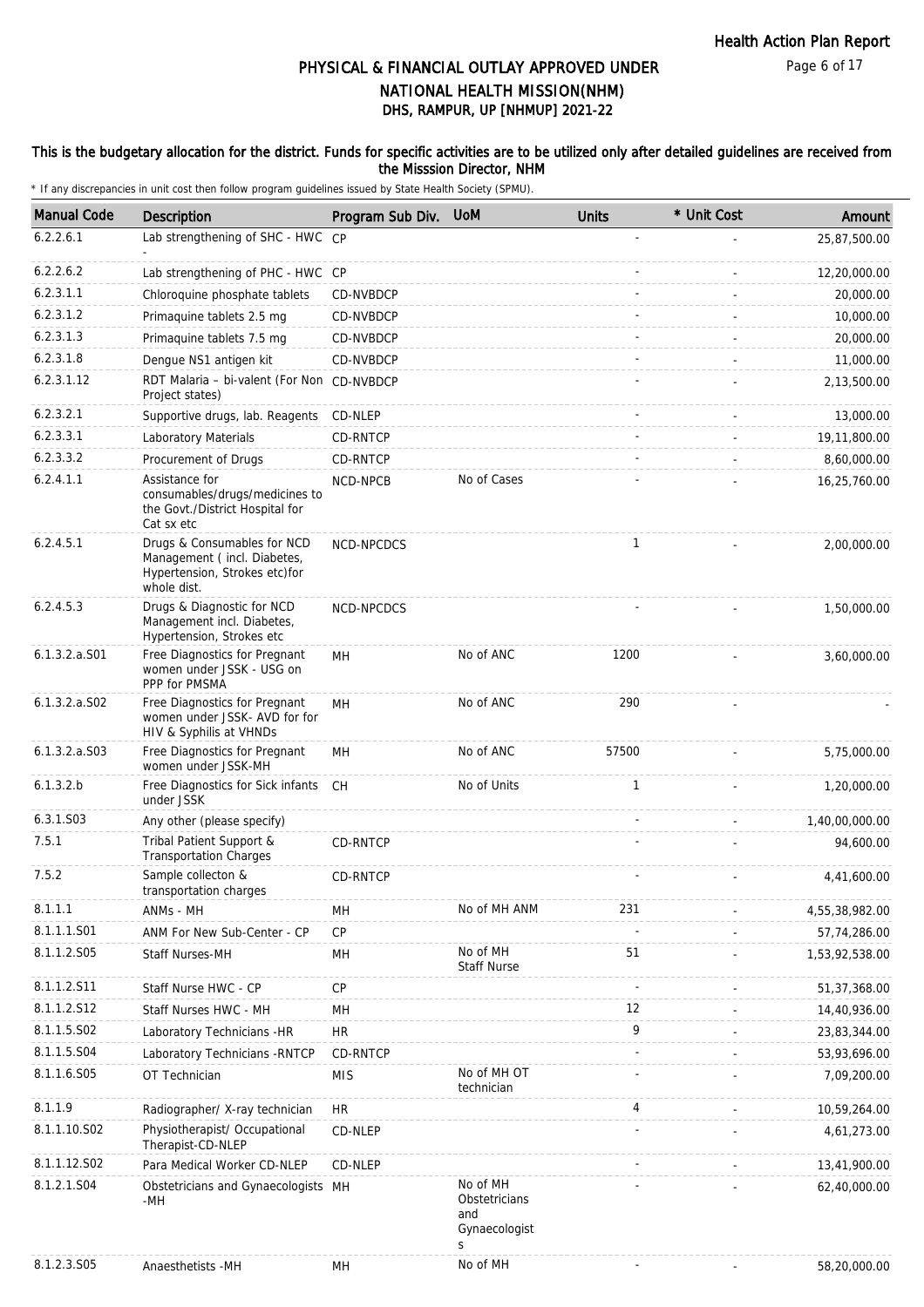# PHYSICAL & FINANCIAL OUTLAY APPROVED UNDER NATIONAL HEALTH MISSION(NHM)
## DHS, RAMPUR, UP [NHMUP] 2021-22

### This is the budgetary allocation for the district. Funds for specific activities are to be utilized only after detailed guidelines are received from the Misssion Director, NHM

\* If any discrepancies in unit cost then follow program guidelines issued by State Health Society (SPMU).

| Manual Code | Description | Program Sub Div. | UoM | Units | * Unit Cost | Amount |
|---|---|---|---|---|---|---|
| 6.2.2.6.1 | Lab strengthening of SHC - HWC - | CP | | - | - | 25,87,500.00 |
| 6.2.2.6.2 | Lab strengthening of PHC - HWC | CP | | - | - | 12,20,000.00 |
| 6.2.3.1.1 | Chloroquine phosphate tablets | CD-NVBDCP | | - | - | 20,000.00 |
| 6.2.3.1.2 | Primaquine tablets 2.5 mg | CD-NVBDCP | | - | - | 10,000.00 |
| 6.2.3.1.3 | Primaquine tablets 7.5 mg | CD-NVBDCP | | - | - | 20,000.00 |
| 6.2.3.1.8 | Dengue NS1 antigen kit | CD-NVBDCP | | - | - | 11,000.00 |
| 6.2.3.1.12 | RDT Malaria – bi-valent (For Non Project states) | CD-NVBDCP | | - | - | 2,13,500.00 |
| 6.2.3.2.1 | Supportive drugs, lab. Reagents | CD-NLEP | | - | - | 13,000.00 |
| 6.2.3.3.1 | Laboratory Materials | CD-RNTCP | | - | - | 19,11,800.00 |
| 6.2.3.3.2 | Procurement of Drugs | CD-RNTCP | | - | - | 8,60,000.00 |
| 6.2.4.1.1 | Assistance for consumables/drugs/medicines to the Govt./District Hospital for Cat sx etc | NCD-NPCB | No of Cases | - | - | 16,25,760.00 |
| 6.2.4.5.1 | Drugs & Consumables for NCD Management ( incl. Diabetes, Hypertension, Strokes etc)for whole dist. | NCD-NPCDCS | | 1 | - | 2,00,000.00 |
| 6.2.4.5.3 | Drugs & Diagnostic for NCD Management incl. Diabetes, Hypertension, Strokes etc | NCD-NPCDCS | | - | - | 1,50,000.00 |
| 6.1.3.2.a.S01 | Free Diagnostics for Pregnant women under JSSK - USG on PPP for PMSMA | MH | No of ANC | 1200 | - | 3,60,000.00 |
| 6.1.3.2.a.S02 | Free Diagnostics for Pregnant women under JSSK- AVD for for HIV & Syphilis at VHNDs | MH | No of ANC | 290 | - | - |
| 6.1.3.2.a.S03 | Free Diagnostics for Pregnant women under JSSK-MH | MH | No of ANC | 57500 | - | 5,75,000.00 |
| 6.1.3.2.b | Free Diagnostics for Sick infants under JSSK | CH | No of Units | 1 | - | 1,20,000.00 |
| 6.3.1.S03 | Any other (please specify) | | | - | - | 1,40,00,000.00 |
| 7.5.1 | Tribal Patient Support & Transportation Charges | CD-RNTCP | | - | - | 94,600.00 |
| 7.5.2 | Sample collecton & transportation charges | CD-RNTCP | | - | - | 4,41,600.00 |
| 8.1.1.1 | ANMs - MH | MH | No of MH ANM | 231 | - | 4,55,38,982.00 |
| 8.1.1.1.S01 | ANM For New Sub-Center - CP | CP | | - | - | 57,74,286.00 |
| 8.1.1.2.S05 | Staff Nurses-MH | MH | No of MH Staff Nurse | 51 | - | 1,53,92,538.00 |
| 8.1.1.2.S11 | Staff Nurse HWC - CP | CP | | - | - | 51,37,368.00 |
| 8.1.1.2.S12 | Staff Nurses HWC - MH | MH | | 12 | - | 14,40,936.00 |
| 8.1.1.5.S02 | Laboratory Technicians -HR | HR | | 9 | - | 23,83,344.00 |
| 8.1.1.5.S04 | Laboratory Technicians -RNTCP | CD-RNTCP | | - | - | 53,93,696.00 |
| 8.1.1.6.S05 | OT Technician | MIS | No of MH OT technician | - | - | 7,09,200.00 |
| 8.1.1.9 | Radiographer/ X-ray technician | HR | | 4 | - | 10,59,264.00 |
| 8.1.1.10.S02 | Physiotherapist/ Occupational Therapist-CD-NLEP | CD-NLEP | | - | - | 4,61,273.00 |
| 8.1.1.12.S02 | Para Medical Worker CD-NLEP | CD-NLEP | | - | - | 13,41,900.00 |
| 8.1.2.1.S04 | Obstetricians and Gynaecologists -MH | MH | No of MH Obstetricians and Gynaecologists | - | - | 62,40,000.00 |
| 8.1.2.3.S05 | Anaesthetists -MH | MH | No of MH | - | - | 58,20,000.00 |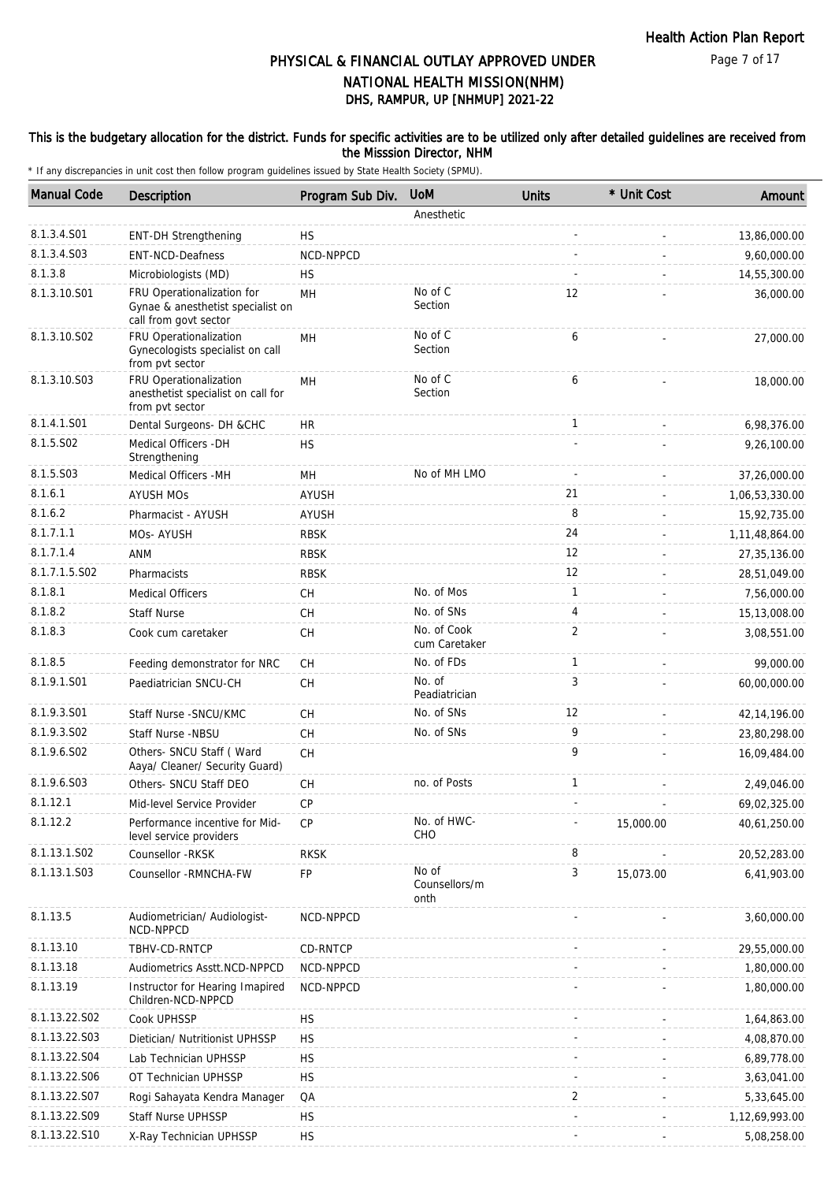# PHYSICAL & FINANCIAL OUTLAY APPROVED UNDER NATIONAL HEALTH MISSION(NHM)
## DHS, RAMPUR, UP [NHMUP] 2021-22

**This is the budgetary allocation for the district. Funds for specific activities are to be utilized only after detailed guidelines are received from the Misssion Director, NHM**

\* If any discrepancies in unit cost then follow program guidelines issued by State Health Society (SPMU).

| Manual Code | Description | Program Sub Div. | UoM | Units | * Unit Cost | Amount |
|---|---|---|---|---|---|---|
| | | | Anesthetic | | | |
| 8.1.3.4.S01 | ENT-DH Strengthening | HS | | - | - | 13,86,000.00 |
| 8.1.3.4.S03 | ENT-NCD-Deafness | NCD-NPPCD | | - | - | 9,60,000.00 |
| 8.1.3.8 | Microbiologists (MD) | HS | | - | - | 14,55,300.00 |
| 8.1.3.10.S01 | FRU Operationalization for Gynae & anesthetist specialist on call from govt sector | MH | No of C Section | 12 | - | 36,000.00 |
| 8.1.3.10.S02 | FRU Operationalization Gynecologists specialist on call from pvt sector | MH | No of C Section | 6 | - | 27,000.00 |
| 8.1.3.10.S03 | FRU Operationalization anesthetist specialist on call for from pvt sector | MH | No of C Section | 6 | - | 18,000.00 |
| 8.1.4.1.S01 | Dental Surgeons- DH &CHC | HR | | 1 | - | 6,98,376.00 |
| 8.1.5.S02 | Medical Officers -DH Strengthening | HS | | - | - | 9,26,100.00 |
| 8.1.5.S03 | Medical Officers -MH | MH | No of MH LMO | - | - | 37,26,000.00 |
| 8.1.6.1 | AYUSH MOs | AYUSH | | 21 | - | 1,06,53,330.00 |
| 8.1.6.2 | Pharmacist - AYUSH | AYUSH | | 8 | - | 15,92,735.00 |
| 8.1.7.1.1 | MOs- AYUSH | RBSK | | 24 | - | 1,11,48,864.00 |
| 8.1.7.1.4 | ANM | RBSK | | 12 | - | 27,35,136.00 |
| 8.1.7.1.5.S02 | Pharmacists | RBSK | | 12 | - | 28,51,049.00 |
| 8.1.8.1 | Medical Officers | CH | No. of Mos | 1 | - | 7,56,000.00 |
| 8.1.8.2 | Staff Nurse | CH | No. of SNs | 4 | - | 15,13,008.00 |
| 8.1.8.3 | Cook cum caretaker | CH | No. of Cook cum Caretaker | 2 | - | 3,08,551.00 |
| 8.1.8.5 | Feeding demonstrator for NRC | CH | No. of FDs | 1 | - | 99,000.00 |
| 8.1.9.1.S01 | Paediatrician SNCU-CH | CH | No. of Peadiatrician | 3 | - | 60,00,000.00 |
| 8.1.9.3.S01 | Staff Nurse -SNCU/KMC | CH | No. of SNs | 12 | - | 42,14,196.00 |
| 8.1.9.3.S02 | Staff Nurse -NBSU | CH | No. of SNs | 9 | - | 23,80,298.00 |
| 8.1.9.6.S02 | Others- SNCU Staff ( Ward Aaya/ Cleaner/ Security Guard) | CH | | 9 | - | 16,09,484.00 |
| 8.1.9.6.S03 | Others- SNCU Staff DEO | CH | no. of Posts | 1 | - | 2,49,046.00 |
| 8.1.12.1 | Mid-level Service Provider | CP | | - | - | 69,02,325.00 |
| 8.1.12.2 | Performance incentive for Mid-level service providers | CP | No. of HWC-CHO | - | 15,000.00 | 40,61,250.00 |
| 8.1.13.1.S02 | Counsellor -RKSK | RKSK | | 8 | - | 20,52,283.00 |
| 8.1.13.1.S03 | Counsellor -RMNCHA-FW | FP | No of Counsellors/m onth | 3 | 15,073.00 | 6,41,903.00 |
| 8.1.13.5 | Audiometrician/ Audiologist-NCD-NPPCD | NCD-NPPCD | | - | - | 3,60,000.00 |
| 8.1.13.10 | TBHV-CD-RNTCP | CD-RNTCP | | - | - | 29,55,000.00 |
| 8.1.13.18 | Audiometrics Asstt.NCD-NPPCD | NCD-NPPCD | | - | - | 1,80,000.00 |
| 8.1.13.19 | Instructor for Hearing Imapired Children-NCD-NPPCD | NCD-NPPCD | | - | - | 1,80,000.00 |
| 8.1.13.22.S02 | Cook UPHSSP | HS | | - | - | 1,64,863.00 |
| 8.1.13.22.S03 | Dietician/ Nutritionist UPHSSP | HS | | - | - | 4,08,870.00 |
| 8.1.13.22.S04 | Lab Technician UPHSSP | HS | | - | - | 6,89,778.00 |
| 8.1.13.22.S06 | OT Technician UPHSSP | HS | | - | - | 3,63,041.00 |
| 8.1.13.22.S07 | Rogi Sahayata Kendra Manager | QA | | 2 | - | 5,33,645.00 |
| 8.1.13.22.S09 | Staff Nurse UPHSSP | HS | | - | - | 1,12,69,993.00 |
| 8.1.13.22.S10 | X-Ray Technician UPHSSP | HS | | - | - | 5,08,258.00 |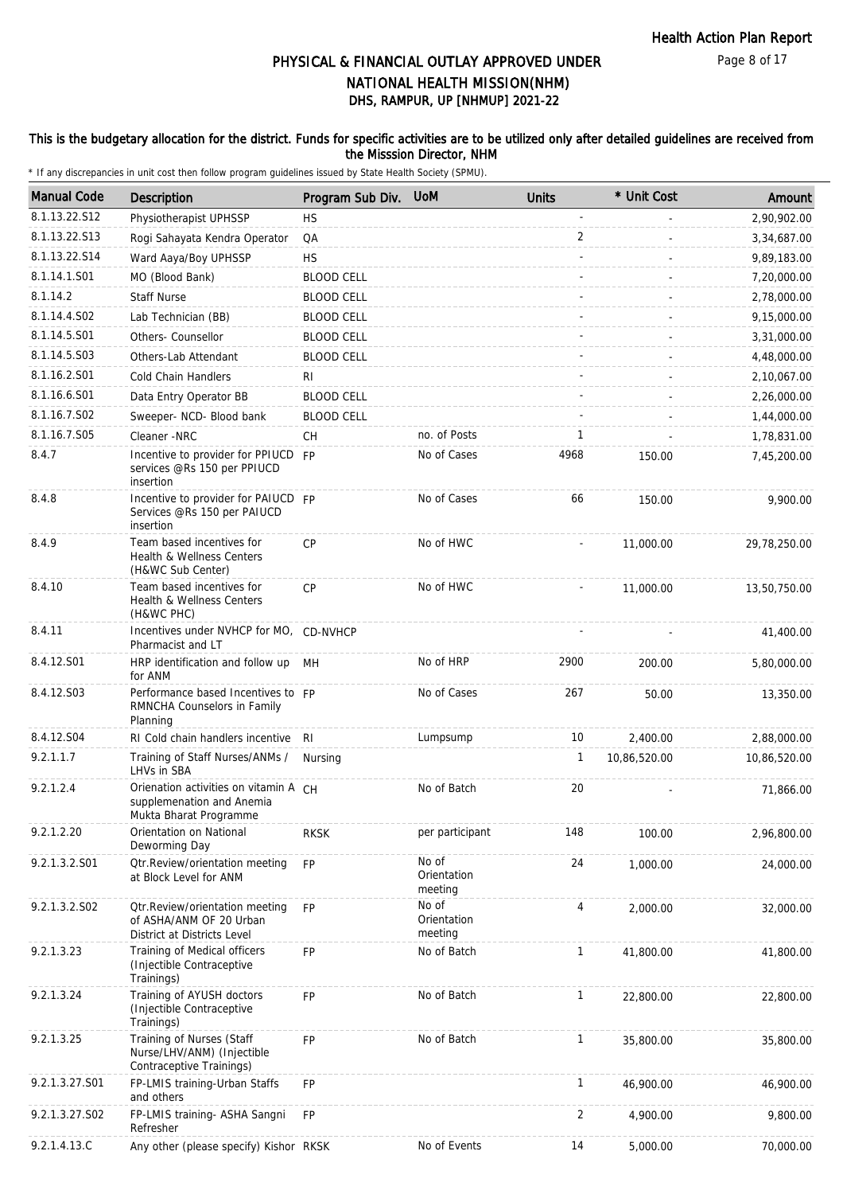# PHYSICAL & FINANCIAL OUTLAY APPROVED UNDER NATIONAL HEALTH MISSION(NHM)
## DHS, RAMPUR, UP [NHMUP] 2021-22

**This is the budgetary allocation for the district. Funds for specific activities are to be utilized only after detailed guidelines are received from the Misssion Director, NHM**

\* If any discrepancies in unit cost then follow program guidelines issued by State Health Society (SPMU).

| Manual Code | Description | Program Sub Div. | UoM | Units | * Unit Cost | Amount |
|---|---|---|---|---|---|---|
| 8.1.13.22.S12 | Physiotherapist UPHSSP | HS | | - | - | 2,90,902.00 |
| 8.1.13.22.S13 | Rogi Sahayata Kendra Operator | QA | | 2 | - | 3,34,687.00 |
| 8.1.13.22.S14 | Ward Aaya/Boy UPHSSP | HS | | - | - | 9,89,183.00 |
| 8.1.14.1.S01 | MO (Blood Bank) | BLOOD CELL | | - | - | 7,20,000.00 |
| 8.1.14.2 | Staff Nurse | BLOOD CELL | | - | - | 2,78,000.00 |
| 8.1.14.4.S02 | Lab Technician (BB) | BLOOD CELL | | - | - | 9,15,000.00 |
| 8.1.14.5.S01 | Others- Counsellor | BLOOD CELL | | - | - | 3,31,000.00 |
| 8.1.14.5.S03 | Others-Lab Attendant | BLOOD CELL | | - | - | 4,48,000.00 |
| 8.1.16.2.S01 | Cold Chain Handlers | RI | | - | - | 2,10,067.00 |
| 8.1.16.6.S01 | Data Entry Operator BB | BLOOD CELL | | - | - | 2,26,000.00 |
| 8.1.16.7.S02 | Sweeper- NCD- Blood bank | BLOOD CELL | | - | - | 1,44,000.00 |
| 8.1.16.7.S05 | Cleaner -NRC | CH | no. of Posts | 1 | - | 1,78,831.00 |
| 8.4.7 | Incentive to provider for PPIUCD services @Rs 150 per PPIUCD insertion | FP | No of Cases | 4968 | 150.00 | 7,45,200.00 |
| 8.4.8 | Incentive to provider for PAIUCD Services @Rs 150 per PAIUCD insertion | FP | No of Cases | 66 | 150.00 | 9,900.00 |
| 8.4.9 | Team based incentives for Health & Wellness Centers (H&WC Sub Center) | CP | No of HWC | - | 11,000.00 | 29,78,250.00 |
| 8.4.10 | Team based incentives for Health & Wellness Centers (H&WC PHC) | CP | No of HWC | - | 11,000.00 | 13,50,750.00 |
| 8.4.11 | Incentives under NVHCP for MO, Pharmacist and LT | CD-NVHCP | | - | - | 41,400.00 |
| 8.4.12.S01 | HRP identification and follow up for ANM | MH | No of HRP | 2900 | 200.00 | 5,80,000.00 |
| 8.4.12.S03 | Performance based Incentives to RMNCHA Counselors in Family Planning | FP | No of Cases | 267 | 50.00 | 13,350.00 |
| 8.4.12.S04 | RI Cold chain handlers incentive | RI | Lumpsump | 10 | 2,400.00 | 2,88,000.00 |
| 9.2.1.1.7 | Training of Staff Nurses/ANMs / LHVs in SBA | Nursing | | 1 | 10,86,520.00 | 10,86,520.00 |
| 9.2.1.2.4 | Orienation activities on vitamin A supplemenation and Anemia Mukta Bharat Programme | CH | No of Batch | 20 | - | 71,866.00 |
| 9.2.1.2.20 | Orientation on National Deworming Day | RKSK | per participant | 148 | 100.00 | 2,96,800.00 |
| 9.2.1.3.2.S01 | Qtr.Review/orientation meeting at Block Level for ANM | FP | No of Orientation meeting | 24 | 1,000.00 | 24,000.00 |
| 9.2.1.3.2.S02 | Qtr.Review/orientation meeting of ASHA/ANM OF 20 Urban District at Districts Level | FP | No of Orientation meeting | 4 | 2,000.00 | 32,000.00 |
| 9.2.1.3.23 | Training of Medical officers (Injectible Contraceptive Trainings) | FP | No of Batch | 1 | 41,800.00 | 41,800.00 |
| 9.2.1.3.24 | Training of AYUSH doctors (Injectible Contraceptive Trainings) | FP | No of Batch | 1 | 22,800.00 | 22,800.00 |
| 9.2.1.3.25 | Training of Nurses (Staff Nurse/LHV/ANM) (Injectible Contraceptive Trainings) | FP | No of Batch | 1 | 35,800.00 | 35,800.00 |
| 9.2.1.3.27.S01 | FP-LMIS training-Urban Staffs and others | FP | | 1 | 46,900.00 | 46,900.00 |
| 9.2.1.3.27.S02 | FP-LMIS training- ASHA Sangni Refresher | FP | | 2 | 4,900.00 | 9,800.00 |
| 9.2.1.4.13.C | Any other (please specify) Kishor | RKSK | No of Events | 14 | 5,000.00 | 70,000.00 |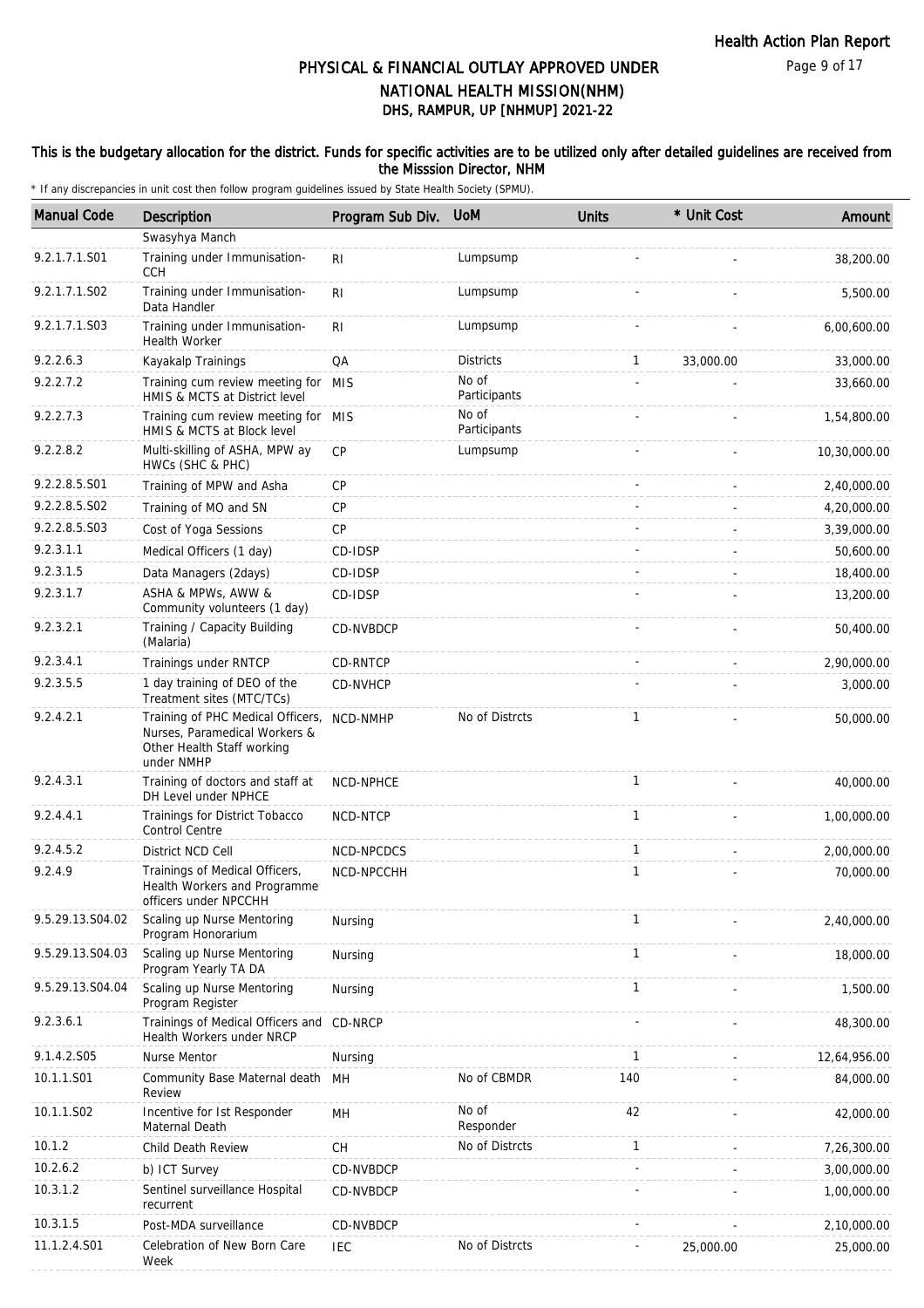This is the budgetary allocation for the district. Funds for specific activities are to be utilized only after detailed guidelines are received from the Misssion Director, NHM

\* If any discrepancies in unit cost then follow program guidelines issued by State Health Society (SPMU).

| Manual Code | Description | Program Sub Div. | UoM | Units | * Unit Cost | Amount |
|---|---|---|---|---|---|---|
| | Swasyhya Manch | | | | | |
| 9.2.1.7.1.S01 | Training under Immunisation-CCH | RI | Lumpsump | - | - | 38,200.00 |
| 9.2.1.7.1.S02 | Training under Immunisation-Data Handler | RI | Lumpsump | - | - | 5,500.00 |
| 9.2.1.7.1.S03 | Training under Immunisation-Health Worker | RI | Lumpsump | - | - | 6,00,600.00 |
| 9.2.2.6.3 | Kayakalp Trainings | QA | Districts | 1 | 33,000.00 | 33,000.00 |
| 9.2.2.7.2 | Training cum review meeting for HMIS & MCTS at District level | MIS | No of Participants | - | - | 33,660.00 |
| 9.2.2.7.3 | Training cum review meeting for HMIS & MCTS at Block level | MIS | No of Participants | - | - | 1,54,800.00 |
| 9.2.2.8.2 | Multi-skilling of ASHA, MPW ay HWCs (SHC & PHC) | CP | Lumpsump | - | - | 10,30,000.00 |
| 9.2.2.8.5.S01 | Training of MPW and Asha | CP | | - | - | 2,40,000.00 |
| 9.2.2.8.5.S02 | Training of MO and SN | CP | | - | - | 4,20,000.00 |
| 9.2.2.8.5.S03 | Cost of Yoga Sessions | CP | | - | - | 3,39,000.00 |
| 9.2.3.1.1 | Medical Officers (1 day) | CD-IDSP | | - | - | 50,600.00 |
| 9.2.3.1.5 | Data Managers (2days) | CD-IDSP | | - | - | 18,400.00 |
| 9.2.3.1.7 | ASHA & MPWs, AWW & Community volunteers (1 day) | CD-IDSP | | - | - | 13,200.00 |
| 9.2.3.2.1 | Training / Capacity Building (Malaria) | CD-NVBDCP | | - | - | 50,400.00 |
| 9.2.3.4.1 | Trainings under RNTCP | CD-RNTCP | | - | - | 2,90,000.00 |
| 9.2.3.5.5 | 1 day training of DEO of the Treatment sites (MTC/TCs) | CD-NVHCP | | - | - | 3,000.00 |
| 9.2.4.2.1 | Training of PHC Medical Officers, Nurses, Paramedical Workers & Other Health Staff working under NMHP | NCD-NMHP | No of Distrcts | 1 | - | 50,000.00 |
| 9.2.4.3.1 | Training of doctors and staff at DH Level under NPHCE | NCD-NPHCE | | 1 | - | 40,000.00 |
| 9.2.4.4.1 | Trainings for District Tobacco Control Centre | NCD-NTCP | | 1 | - | 1,00,000.00 |
| 9.2.4.5.2 | District NCD Cell | NCD-NPCDCS | | 1 | - | 2,00,000.00 |
| 9.2.4.9 | Trainings of Medical Officers, Health Workers and Programme officers under NPCCHH | NCD-NPCCHH | | 1 | - | 70,000.00 |
| 9.5.29.13.S04.02 | Scaling up Nurse Mentoring Program Honorarium | Nursing | | 1 | - | 2,40,000.00 |
| 9.5.29.13.S04.03 | Scaling up Nurse Mentoring Program Yearly TA DA | Nursing | | 1 | - | 18,000.00 |
| 9.5.29.13.S04.04 | Scaling up Nurse Mentoring Program Register | Nursing | | 1 | - | 1,500.00 |
| 9.2.3.6.1 | Trainings of Medical Officers and Health Workers under NRCP | CD-NRCP | | - | - | 48,300.00 |
| 9.1.4.2.S05 | Nurse Mentor | Nursing | | 1 | - | 12,64,956.00 |
| 10.1.1.S01 | Community Base Maternal death Review | MH | No of CBMDR | 140 | - | 84,000.00 |
| 10.1.1.S02 | Incentive for Ist Responder Maternal Death | MH | No of Responder | 42 | - | 42,000.00 |
| 10.1.2 | Child Death Review | CH | No of Distrcts | 1 | - | 7,26,300.00 |
| 10.2.6.2 | b) ICT Survey | CD-NVBDCP | | - | - | 3,00,000.00 |
| 10.3.1.2 | Sentinel surveillance Hospital recurrent | CD-NVBDCP | | - | - | 1,00,000.00 |
| 10.3.1.5 | Post-MDA surveillance | CD-NVBDCP | | - | - | 2,10,000.00 |
| 11.1.2.4.S01 | Celebration of New Born Care Week | IEC | No of Distrcts | - | 25,000.00 | 25,000.00 |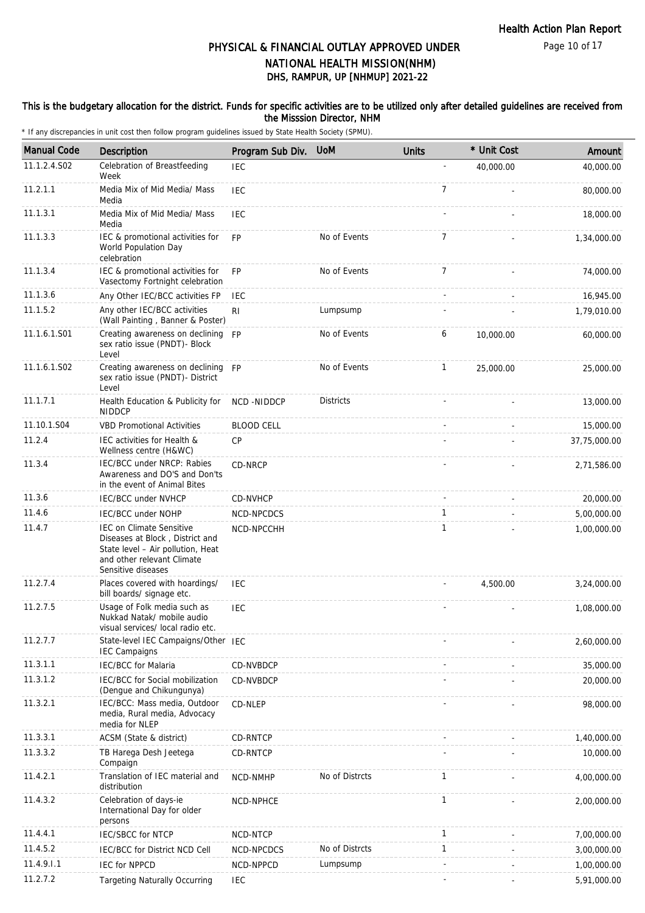# PHYSICAL & FINANCIAL OUTLAY APPROVED UNDER NATIONAL HEALTH MISSION(NHM)

## DHS, RAMPUR, UP [NHMUP] 2021-22

**This is the budgetary allocation for the district. Funds for specific activities are to be utilized only after detailed guidelines are received from the Misssion Director, NHM**

\* If any discrepancies in unit cost then follow program guidelines issued by State Health Society (SPMU).

| Manual Code | Description | Program Sub Div. | UoM | Units | * Unit Cost | Amount |
|---|---|---|---|---|---|---|
| 11.1.2.4.S02 | Celebration of Breastfeeding Week | IEC | | - | 40,000.00 | 40,000.00 |
| 11.2.1.1 | Media Mix of Mid Media/ Mass Media | IEC | | 7 | - | 80,000.00 |
| 11.1.3.1 | Media Mix of Mid Media/ Mass Media | IEC | | - | - | 18,000.00 |
| 11.1.3.3 | IEC & promotional activities for World Population Day celebration | FP | No of Events | 7 | - | 1,34,000.00 |
| 11.1.3.4 | IEC & promotional activities for Vasectomy Fortnight celebration | FP | No of Events | 7 | - | 74,000.00 |
| 11.1.3.6 | Any Other IEC/BCC activities FP | IEC | | - | - | 16,945.00 |
| 11.1.5.2 | Any other IEC/BCC activities (Wall Painting , Banner & Poster) | RI | Lumpsump | - | - | 1,79,010.00 |
| 11.1.6.1.S01 | Creating awareness on declining sex ratio issue (PNDT)- Block Level | FP | No of Events | 6 | 10,000.00 | 60,000.00 |
| 11.1.6.1.S02 | Creating awareness on declining sex ratio issue (PNDT)- District Level | FP | No of Events | 1 | 25,000.00 | 25,000.00 |
| 11.1.7.1 | Health Education & Publicity for NIDDCP | NCD -NIDDCP | Districts | - | - | 13,000.00 |
| 11.10.1.S04 | VBD Promotional Activities | BLOOD CELL | | - | - | 15,000.00 |
| 11.2.4 | IEC activities for Health & Wellness centre (H&WC) | CP | | - | - | 37,75,000.00 |
| 11.3.4 | IEC/BCC under NRCP: Rabies Awareness and DO'S and Don'ts in the event of Animal Bites | CD-NRCP | | - | - | 2,71,586.00 |
| 11.3.6 | IEC/BCC under NVHCP | CD-NVHCP | | - | - | 20,000.00 |
| 11.4.6 | IEC/BCC under NOHP | NCD-NPCDCS | | 1 | - | 5,00,000.00 |
| 11.4.7 | IEC on Climate Sensitive Diseases at Block , District and State level – Air pollution, Heat and other relevant Climate Sensitive diseases | NCD-NPCCHH | | 1 | - | 1,00,000.00 |
| 11.2.7.4 | Places covered with hoardings/ bill boards/ signage etc. | IEC | | - | 4,500.00 | 3,24,000.00 |
| 11.2.7.5 | Usage of Folk media such as Nukkad Natak/ mobile audio visual services/ local radio etc. | IEC | | - | - | 1,08,000.00 |
| 11.2.7.7 | State-level IEC Campaigns/Other IEC Campaigns | IEC | | - | - | 2,60,000.00 |
| 11.3.1.1 | IEC/BCC for Malaria | CD-NVBDCP | | - | - | 35,000.00 |
| 11.3.1.2 | IEC/BCC for Social mobilization (Dengue and Chikungunya) | CD-NVBDCP | | - | - | 20,000.00 |
| 11.3.2.1 | IEC/BCC: Mass media, Outdoor media, Rural media, Advocacy media for NLEP | CD-NLEP | | - | - | 98,000.00 |
| 11.3.3.1 | ACSM (State & district) | CD-RNTCP | | - | - | 1,40,000.00 |
| 11.3.3.2 | TB Harega Desh Jeetega Compaign | CD-RNTCP | | - | - | 10,000.00 |
| 11.4.2.1 | Translation of IEC material and distribution | NCD-NMHP | No of Distrcts | 1 | - | 4,00,000.00 |
| 11.4.3.2 | Celebration of days-ie International Day for older persons | NCD-NPHCE | | 1 | - | 2,00,000.00 |
| 11.4.4.1 | IEC/SBCC for NTCP | NCD-NTCP | | 1 | - | 7,00,000.00 |
| 11.4.5.2 | IEC/BCC for District NCD Cell | NCD-NPCDCS | No of Distrcts | 1 | - | 3,00,000.00 |
| 11.4.9.I.1 | IEC for NPPCD | NCD-NPPCD | Lumpsump | - | - | 1,00,000.00 |
| 11.2.7.2 | Targeting Naturally Occurring | IEC | | - | - | 5,91,000.00 |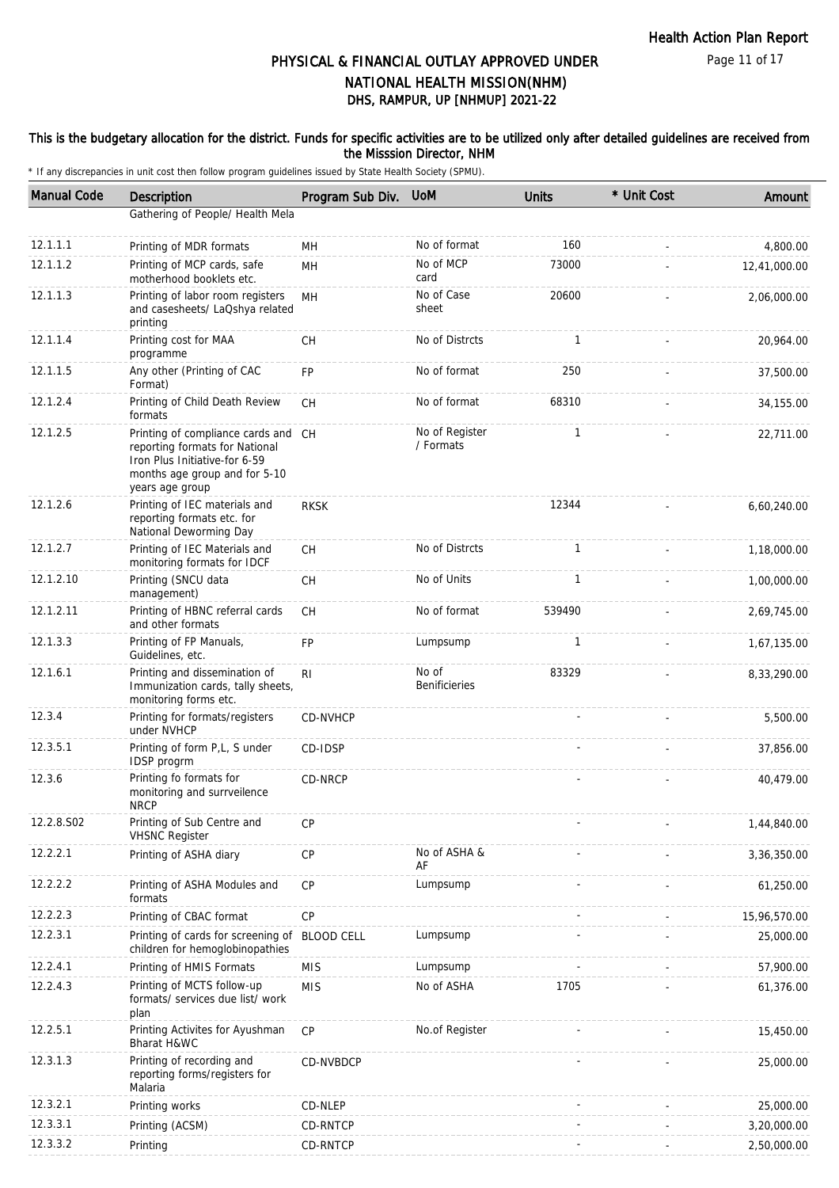# PHYSICAL & FINANCIAL OUTLAY APPROVED UNDER NATIONAL HEALTH MISSION(NHM)
## DHS, RAMPUR, UP [NHMUP] 2021-22

**This is the budgetary allocation for the district. Funds for specific activities are to be utilized only after detailed guidelines are received from the Misssion Director, NHM**

\* If any discrepancies in unit cost then follow program guidelines issued by State Health Society (SPMU).

| Manual Code | Description | Program Sub Div. | UoM | Units | * Unit Cost | Amount |
|---|---|---|---|---|---|---|
| | Gathering of People/ Health Mela | | | | | |
| 12.1.1.1 | Printing of MDR formats | MH | No of format | 160 | - | 4,800.00 |
| 12.1.1.2 | Printing of MCP cards, safe motherhood booklets etc. | MH | No of MCP card | 73000 | - | 12,41,000.00 |
| 12.1.1.3 | Printing of labor room registers and casesheets/ LaQshya related printing | MH | No of Case sheet | 20600 | - | 2,06,000.00 |
| 12.1.1.4 | Printing cost for MAA programme | CH | No of Distrcts | 1 | - | 20,964.00 |
| 12.1.1.5 | Any other (Printing of CAC Format) | FP | No of format | 250 | - | 37,500.00 |
| 12.1.2.4 | Printing of Child Death Review formats | CH | No of format | 68310 | - | 34,155.00 |
| 12.1.2.5 | Printing of compliance cards and reporting formats for National Iron Plus Initiative-for 6-59 months age group and for 5-10 years age group | CH | No of Register / Formats | 1 | - | 22,711.00 |
| 12.1.2.6 | Printing of IEC materials and reporting formats etc. for National Deworming Day | RKSK | | 12344 | - | 6,60,240.00 |
| 12.1.2.7 | Printing of IEC Materials and monitoring formats for IDCF | CH | No of Distrcts | 1 | - | 1,18,000.00 |
| 12.1.2.10 | Printing (SNCU data management) | CH | No of Units | 1 | - | 1,00,000.00 |
| 12.1.2.11 | Printing of HBNC referral cards and other formats | CH | No of format | 539490 | - | 2,69,745.00 |
| 12.1.3.3 | Printing of FP Manuals, Guidelines, etc. | FP | Lumpsump | 1 | - | 1,67,135.00 |
| 12.1.6.1 | Printing and dissemination of Immunization cards, tally sheets, monitoring forms etc. | RI | No of Benificieries | 83329 | - | 8,33,290.00 |
| 12.3.4 | Printing for formats/registers under NVHCP | CD-NVHCP | | - | - | 5,500.00 |
| 12.3.5.1 | Printing of form P,L, S under IDSP progrm | CD-IDSP | | - | - | 37,856.00 |
| 12.3.6 | Printing fo formats for monitoring and surrveilence NRCP | CD-NRCP | | - | - | 40,479.00 |
| 12.2.8.S02 | Printing of Sub Centre and VHSNC Register | CP | | - | - | 1,44,840.00 |
| 12.2.2.1 | Printing of ASHA diary | CP | No of ASHA & AF | - | - | 3,36,350.00 |
| 12.2.2.2 | Printing of ASHA Modules and formats | CP | Lumpsump | - | - | 61,250.00 |
| 12.2.2.3 | Printing of CBAC format | CP | | - | - | 15,96,570.00 |
| 12.2.3.1 | Printing of cards for screening of children for hemoglobinopathies | BLOOD CELL | Lumpsump | - | - | 25,000.00 |
| 12.2.4.1 | Printing of HMIS Formats | MIS | Lumpsump | - | - | 57,900.00 |
| 12.2.4.3 | Printing of MCTS follow-up formats/ services due list/ work plan | MIS | No of ASHA | 1705 | - | 61,376.00 |
| 12.2.5.1 | Printing Activites for Ayushman Bharat H&WC | CP | No.of Register | - | - | 15,450.00 |
| 12.3.1.3 | Printing of recording and reporting forms/registers for Malaria | CD-NVBDCP | | - | - | 25,000.00 |
| 12.3.2.1 | Printing works | CD-NLEP | | - | - | 25,000.00 |
| 12.3.3.1 | Printing (ACSM) | CD-RNTCP | | - | - | 3,20,000.00 |
| 12.3.3.2 | Printing | CD-RNTCP | | - | - | 2,50,000.00 |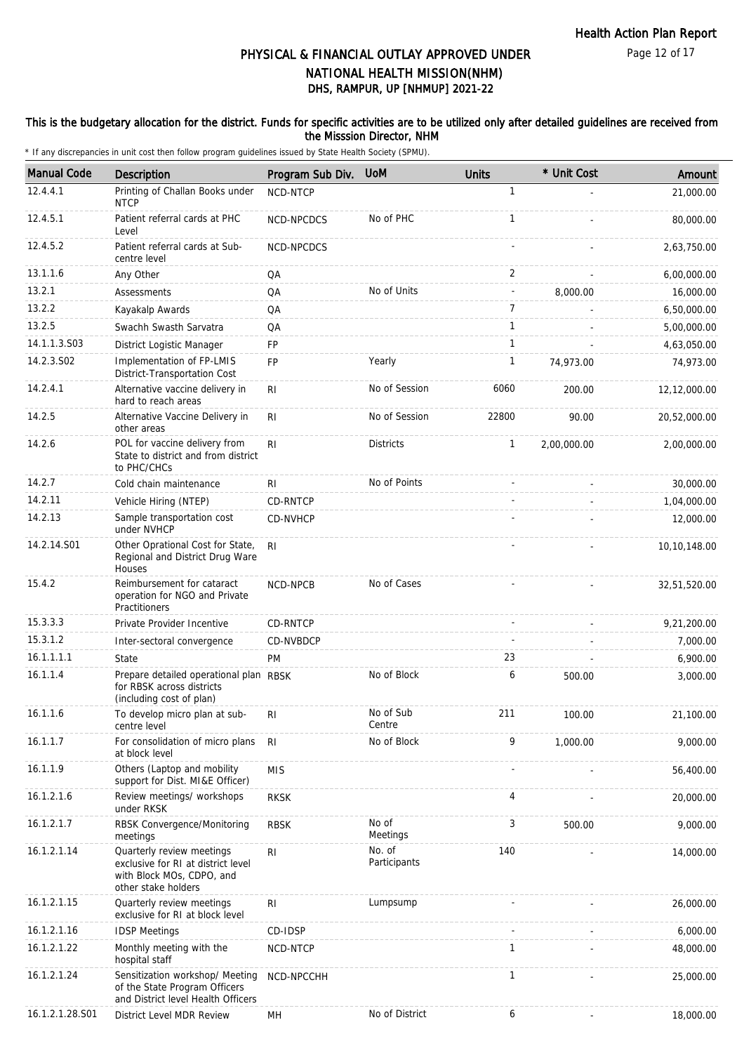# PHYSICAL & FINANCIAL OUTLAY APPROVED UNDER NATIONAL HEALTH MISSION(NHM)

## DHS, RAMPUR, UP [NHMUP] 2021-22

### This is the budgetary allocation for the district. Funds for specific activities are to be utilized only after detailed guidelines are received from the Misssion Director, NHM

\* If any discrepancies in unit cost then follow program guidelines issued by State Health Society (SPMU).

| Manual Code | Description | Program Sub Div. | UoM | Units | * Unit Cost | Amount |
|---|---|---|---|---|---|---|
| 12.4.4.1 | Printing of Challan Books under NTCP | NCD-NTCP | | 1 | - | 21,000.00 |
| 12.4.5.1 | Patient referral cards at PHC Level | NCD-NPCDCS | No of PHC | 1 | - | 80,000.00 |
| 12.4.5.2 | Patient referral cards at Sub-centre level | NCD-NPCDCS | | - | - | 2,63,750.00 |
| 13.1.1.6 | Any Other | QA | | 2 | - | 6,00,000.00 |
| 13.2.1 | Assessments | QA | No of Units | - | 8,000.00 | 16,000.00 |
| 13.2.2 | Kayakalp Awards | QA | | 7 | - | 6,50,000.00 |
| 13.2.5 | Swachh Swasth Sarvatra | QA | | 1 | - | 5,00,000.00 |
| 14.1.1.3.S03 | District Logistic Manager | FP | | 1 | - | 4,63,050.00 |
| 14.2.3.S02 | Implementation of FP-LMIS District-Transportation Cost | FP | Yearly | 1 | 74,973.00 | 74,973.00 |
| 14.2.4.1 | Alternative vaccine delivery in hard to reach areas | RI | No of Session | 6060 | 200.00 | 12,12,000.00 |
| 14.2.5 | Alternative Vaccine Delivery in other areas | RI | No of Session | 22800 | 90.00 | 20,52,000.00 |
| 14.2.6 | POL for vaccine delivery from State to district and from district to PHC/CHCs | RI | Districts | 1 | 2,00,000.00 | 2,00,000.00 |
| 14.2.7 | Cold chain maintenance | RI | No of Points | - | - | 30,000.00 |
| 14.2.11 | Vehicle Hiring (NTEP) | CD-RNTCP | | - | - | 1,04,000.00 |
| 14.2.13 | Sample transportation cost under NVHCP | CD-NVHCP | | - | - | 12,000.00 |
| 14.2.14.S01 | Other Oprational Cost for State, Regional and District Drug Ware Houses | RI | | - | - | 10,10,148.00 |
| 15.4.2 | Reimbursement for cataract operation for NGO and Private Practitioners | NCD-NPCB | No of Cases | - | - | 32,51,520.00 |
| 15.3.3.3 | Private Provider Incentive | CD-RNTCP | | - | - | 9,21,200.00 |
| 15.3.1.2 | Inter-sectoral convergence | CD-NVBDCP | | - | - | 7,000.00 |
| 16.1.1.1.1 | State | PM | | 23 | - | 6,900.00 |
| 16.1.1.4 | Prepare detailed operational plan for RBSK across districts (including cost of plan) | RBSK | No of Block | 6 | 500.00 | 3,000.00 |
| 16.1.1.6 | To develop micro plan at sub-centre level | RI | No of Sub Centre | 211 | 100.00 | 21,100.00 |
| 16.1.1.7 | For consolidation of micro plans at block level | RI | No of Block | 9 | 1,000.00 | 9,000.00 |
| 16.1.1.9 | Others (Laptop and mobility support for Dist. MI&E Officer) | MIS | | - | - | 56,400.00 |
| 16.1.2.1.6 | Review meetings/ workshops under RKSK | RKSK | | 4 | - | 20,000.00 |
| 16.1.2.1.7 | RBSK Convergence/Monitoring meetings | RBSK | No of Meetings | 3 | 500.00 | 9,000.00 |
| 16.1.2.1.14 | Quarterly review meetings exclusive for RI at district level with Block MOs, CDPO, and other stake holders | RI | No. of Participants | 140 | - | 14,000.00 |
| 16.1.2.1.15 | Quarterly review meetings exclusive for RI at block level | RI | Lumpsump | - | - | 26,000.00 |
| 16.1.2.1.16 | IDSP Meetings | CD-IDSP | | - | - | 6,000.00 |
| 16.1.2.1.22 | Monthly meeting with the hospital staff | NCD-NTCP | | 1 | - | 48,000.00 |
| 16.1.2.1.24 | Sensitization workshop/ Meeting of the State Program Officers and District level Health Officers | NCD-NPCCHH | | 1 | - | 25,000.00 |
| 16.1.2.1.28.S01 | District Level MDR Review | MH | No of District | 6 | - | 18,000.00 |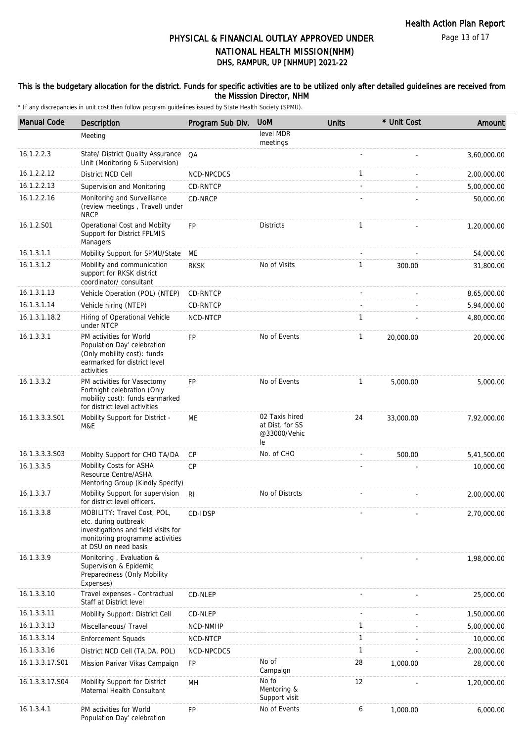# PHYSICAL & FINANCIAL OUTLAY APPROVED UNDER NATIONAL HEALTH MISSION(NHM)
## DHS, RAMPUR, UP [NHMUP] 2021-22

### This is the budgetary allocation for the district. Funds for specific activities are to be utilized only after detailed guidelines are received from the Misssion Director, NHM

\* If any discrepancies in unit cost then follow program guidelines issued by State Health Society (SPMU).

| Manual Code | Description | Program Sub Div. | UoM | Units | * Unit Cost | Amount |
|---|---|---|---|---|---|---|
| | Meeting | | level MDR meetings | | | |
| 16.1.2.2.3 | State/ District Quality Assurance Unit (Monitoring & Supervision) | QA | | - | - | 3,60,000.00 |
| 16.1.2.2.12 | District NCD Cell | NCD-NPCDCS | | 1 | - | 2,00,000.00 |
| 16.1.2.2.13 | Supervision and Monitoring | CD-RNTCP | | - | - | 5,00,000.00 |
| 16.1.2.2.16 | Monitoring and Surveillance (review meetings , Travel) under NRCP | CD-NRCP | | - | - | 50,000.00 |
| 16.1.2.S01 | Operational Cost and Mobilty Support for District FPLMIS Managers | FP | Districts | 1 | - | 1,20,000.00 |
| 16.1.3.1.1 | Mobility Support for SPMU/State | ME | | - | - | 54,000.00 |
| 16.1.3.1.2 | Mobility and communication support for RKSK district coordinator/ consultant | RKSK | No of Visits | 1 | 300.00 | 31,800.00 |
| 16.1.3.1.13 | Vehicle Operation (POL) (NTEP) | CD-RNTCP | | - | - | 8,65,000.00 |
| 16.1.3.1.14 | Vehicle hiring (NTEP) | CD-RNTCP | | - | - | 5,94,000.00 |
| 16.1.3.1.18.2 | Hiring of Operational Vehicle under NTCP | NCD-NTCP | | 1 | - | 4,80,000.00 |
| 16.1.3.3.1 | PM activities for World Population Day' celebration (Only mobility cost): funds earmarked for district level activities | FP | No of Events | 1 | 20,000.00 | 20,000.00 |
| 16.1.3.3.2 | PM activities for Vasectomy Fortnight celebration (Only mobility cost): funds earmarked for district level activities | FP | No of Events | 1 | 5,000.00 | 5,000.00 |
| 16.1.3.3.3.S01 | Mobility Support for District - M&E | ME | 02 Taxis hired at Dist. for SS @33000/Vehicle | 24 | 33,000.00 | 7,92,000.00 |
| 16.1.3.3.3.S03 | Mobilty Support for CHO TA/DA | CP | No. of CHO | - | 500.00 | 5,41,500.00 |
| 16.1.3.3.5 | Mobility Costs for ASHA Resource Centre/ASHA Mentoring Group (Kindly Specify) | CP | | - | - | 10,000.00 |
| 16.1.3.3.7 | Mobility Support for supervision for district level officers. | RI | No of Distrcts | - | - | 2,00,000.00 |
| 16.1.3.3.8 | MOBILITY: Travel Cost, POL, etc. during outbreak investigations and field visits for monitoring programme activities at DSU on need basis | CD-IDSP | | - | - | 2,70,000.00 |
| 16.1.3.3.9 | Monitoring , Evaluation & Supervision & Epidemic Preparedness (Only Mobility Expenses) | | | - | - | 1,98,000.00 |
| 16.1.3.3.10 | Travel expenses - Contractual Staff at District level | CD-NLEP | | - | - | 25,000.00 |
| 16.1.3.3.11 | Mobility Support: District Cell | CD-NLEP | | - | - | 1,50,000.00 |
| 16.1.3.3.13 | Miscellaneous/ Travel | NCD-NMHP | | 1 | - | 5,00,000.00 |
| 16.1.3.3.14 | Enforcement Squads | NCD-NTCP | | 1 | - | 10,000.00 |
| 16.1.3.3.16 | District NCD Cell (TA,DA, POL) | NCD-NPCDCS | | 1 | - | 2,00,000.00 |
| 16.1.3.3.17.S01 | Mission Parivar Vikas Campaign | FP | No of Campaign | 28 | 1,000.00 | 28,000.00 |
| 16.1.3.3.17.S04 | Mobility Support for District Maternal Health Consultant | MH | No fo Mentoring & Support visit | 12 | - | 1,20,000.00 |
| 16.1.3.4.1 | PM activities for World Population Day' celebration | FP | No of Events | 6 | 1,000.00 | 6,000.00 |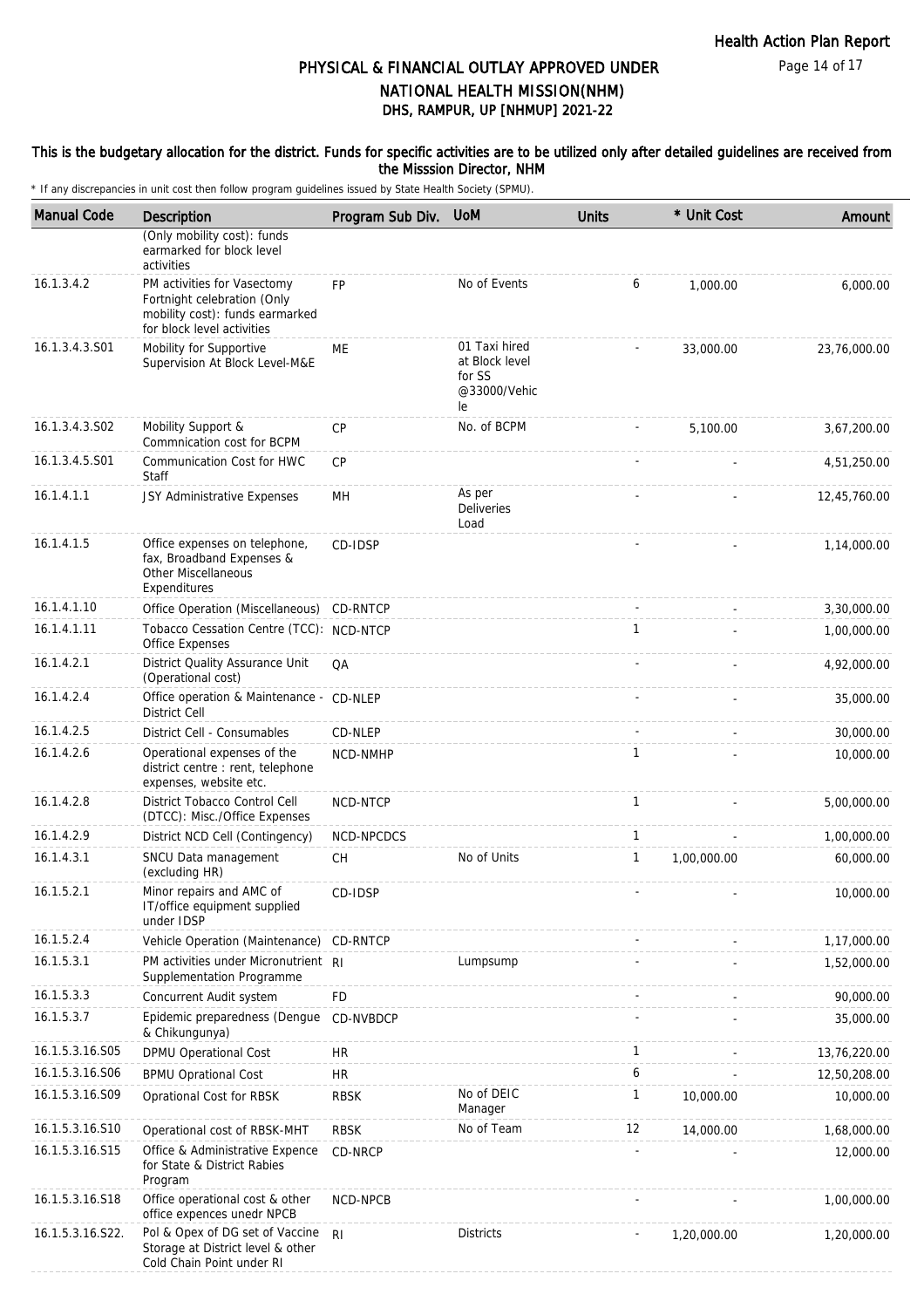# PHYSICAL & FINANCIAL OUTLAY APPROVED UNDER NATIONAL HEALTH MISSION(NHM)
## DHS, RAMPUR, UP [NHMUP] 2021-22

**This is the budgetary allocation for the district. Funds for specific activities are to be utilized only after detailed guidelines are received from the Misssion Director, NHM**

\* If any discrepancies in unit cost then follow program guidelines issued by State Health Society (SPMU).

| Manual Code | Description | Program Sub Div. | UoM | Units | * Unit Cost | Amount |
|---|---|---|---|---|---|---|
| | (Only mobility cost): funds earmarked for block level activities | | | | | |
| 16.1.3.4.2 | PM activities for Vasectomy Fortnight celebration (Only mobility cost): funds earmarked for block level activities | FP | No of Events | 6 | 1,000.00 | 6,000.00 |
| 16.1.3.4.3.S01 | Mobility for Supportive Supervision At Block Level-M&E | ME | 01 Taxi hired at Block level for SS @33000/Vehicle | - | 33,000.00 | 23,76,000.00 |
| 16.1.3.4.3.S02 | Mobility Support & Commnication cost for BCPM | CP | No. of BCPM | - | 5,100.00 | 3,67,200.00 |
| 16.1.3.4.5.S01 | Communication Cost for HWC Staff | CP | | - | - | 4,51,250.00 |
| 16.1.4.1.1 | JSY Administrative Expenses | MH | As per Deliveries Load | - | - | 12,45,760.00 |
| 16.1.4.1.5 | Office expenses on telephone, fax, Broadband Expenses & Other Miscellaneous Expenditures | CD-IDSP | | - | - | 1,14,000.00 |
| 16.1.4.1.10 | Office Operation (Miscellaneous) | CD-RNTCP | | - | - | 3,30,000.00 |
| 16.1.4.1.11 | Tobacco Cessation Centre (TCC): Office Expenses | NCD-NTCP | | 1 | - | 1,00,000.00 |
| 16.1.4.2.1 | District Quality Assurance Unit (Operational cost) | QA | | - | - | 4,92,000.00 |
| 16.1.4.2.4 | Office operation & Maintenance - District Cell | CD-NLEP | | - | - | 35,000.00 |
| 16.1.4.2.5 | District Cell - Consumables | CD-NLEP | | - | - | 30,000.00 |
| 16.1.4.2.6 | Operational expenses of the district centre : rent, telephone expenses, website etc. | NCD-NMHP | | 1 | - | 10,000.00 |
| 16.1.4.2.8 | District Tobacco Control Cell (DTCC): Misc./Office Expenses | NCD-NTCP | | 1 | - | 5,00,000.00 |
| 16.1.4.2.9 | District NCD Cell (Contingency) | NCD-NPCDCS | | 1 | - | 1,00,000.00 |
| 16.1.4.3.1 | SNCU Data management (excluding HR) | CH | No of Units | 1 | 1,00,000.00 | 60,000.00 |
| 16.1.5.2.1 | Minor repairs and AMC of IT/office equipment supplied under IDSP | CD-IDSP | | - | - | 10,000.00 |
| 16.1.5.2.4 | Vehicle Operation (Maintenance) | CD-RNTCP | | - | - | 1,17,000.00 |
| 16.1.5.3.1 | PM activities under Micronutrient Supplementation Programme | RI | Lumpsump | - | - | 1,52,000.00 |
| 16.1.5.3.3 | Concurrent Audit system | FD | | - | - | 90,000.00 |
| 16.1.5.3.7 | Epidemic preparedness (Dengue & Chikungunya) | CD-NVBDCP | | - | - | 35,000.00 |
| 16.1.5.3.16.S05 | DPMU Operational Cost | HR | | 1 | - | 13,76,220.00 |
| 16.1.5.3.16.S06 | BPMU Oprational Cost | HR | | 6 | - | 12,50,208.00 |
| 16.1.5.3.16.S09 | Oprational Cost for RBSK | RBSK | No of DEIC Manager | 1 | 10,000.00 | 10,000.00 |
| 16.1.5.3.16.S10 | Operational cost of RBSK-MHT | RBSK | No of Team | 12 | 14,000.00 | 1,68,000.00 |
| 16.1.5.3.16.S15 | Office & Administrative Expence for State & District Rabies Program | CD-NRCP | | - | - | 12,000.00 |
| 16.1.5.3.16.S18 | Office operational cost & other office expences unedr NPCB | NCD-NPCB | | - | - | 1,00,000.00 |
| 16.1.5.3.16.S22. | Pol & Opex of DG set of Vaccine Storage at District level & other Cold Chain Point under RI | RI | Districts | - | 1,20,000.00 | 1,20,000.00 |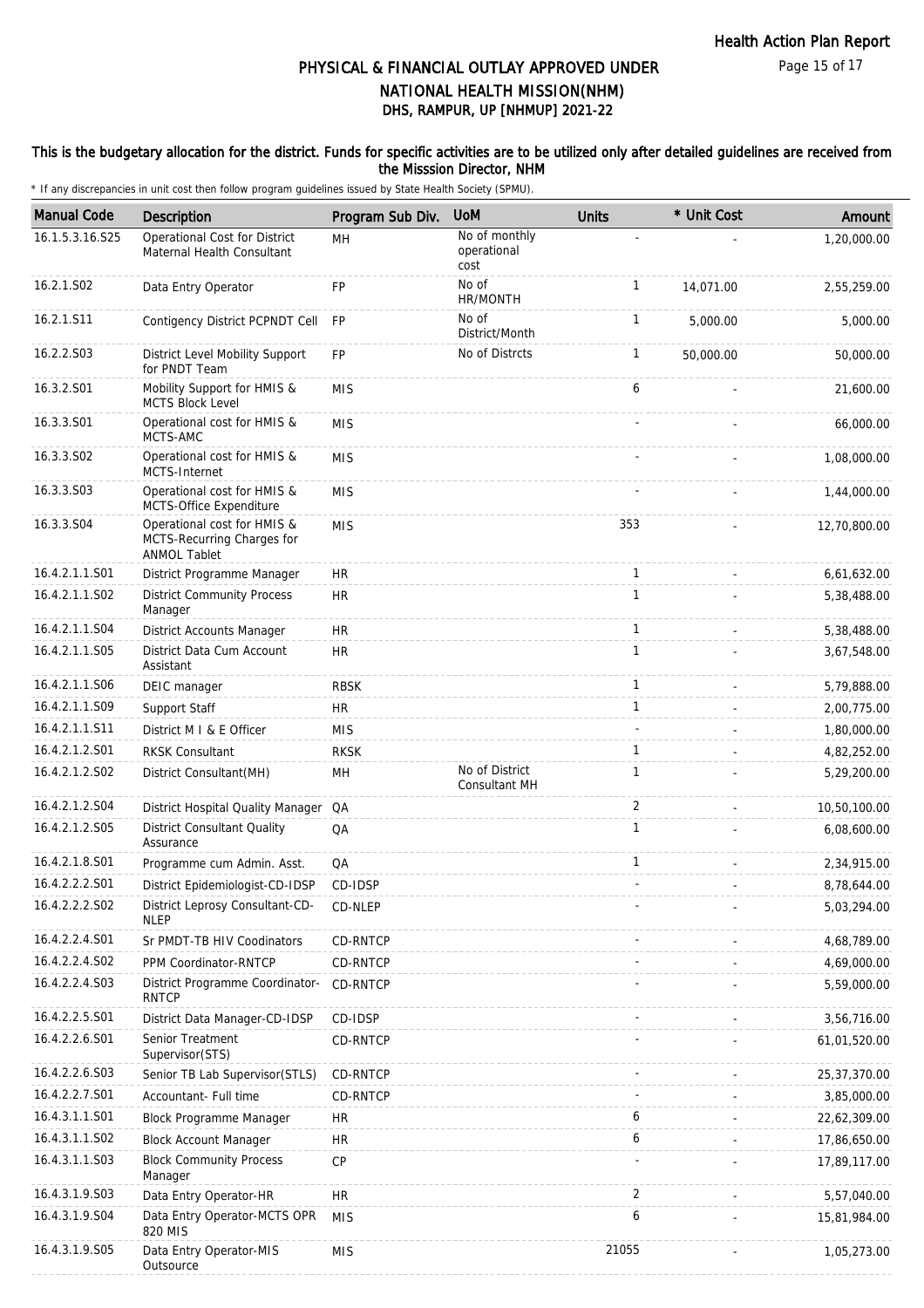# PHYSICAL & FINANCIAL OUTLAY APPROVED UNDER NATIONAL HEALTH MISSION(NHM)

## DHS, RAMPUR, UP [NHMUP] 2021-22

### This is the budgetary allocation for the district. Funds for specific activities are to be utilized only after detailed guidelines are received from the Misssion Director, NHM

\* If any discrepancies in unit cost then follow program guidelines issued by State Health Society (SPMU).

| Manual Code | Description | Program Sub Div. | UoM | Units | * Unit Cost | Amount |
|---|---|---|---|---|---|---|
| 16.1.5.3.16.S25 | Operational Cost for District Maternal Health Consultant | MH | No of monthly operational cost | - | - | 1,20,000.00 |
| 16.2.1.S02 | Data Entry Operator | FP | No of HR/MONTH | 1 | 14,071.00 | 2,55,259.00 |
| 16.2.1.S11 | Contigency District PCPNDT Cell | FP | No of District/Month | 1 | 5,000.00 | 5,000.00 |
| 16.2.2.S03 | District Level Mobility Support for PNDT Team | FP | No of Distrcts | 1 | 50,000.00 | 50,000.00 |
| 16.3.2.S01 | Mobility Support for HMIS & MCTS Block Level | MIS | | 6 | - | 21,600.00 |
| 16.3.3.S01 | Operational cost for HMIS & MCTS-AMC | MIS | | - | - | 66,000.00 |
| 16.3.3.S02 | Operational cost for HMIS & MCTS-Internet | MIS | | - | - | 1,08,000.00 |
| 16.3.3.S03 | Operational cost for HMIS & MCTS-Office Expenditure | MIS | | - | - | 1,44,000.00 |
| 16.3.3.S04 | Operational cost for HMIS & MCTS-Recurring Charges for ANMOL Tablet | MIS | | 353 | - | 12,70,800.00 |
| 16.4.2.1.1.S01 | District Programme Manager | HR | | 1 | - | 6,61,632.00 |
| 16.4.2.1.1.S02 | District Community Process Manager | HR | | 1 | - | 5,38,488.00 |
| 16.4.2.1.1.S04 | District Accounts Manager | HR | | 1 | - | 5,38,488.00 |
| 16.4.2.1.1.S05 | District Data Cum Account Assistant | HR | | 1 | - | 3,67,548.00 |
| 16.4.2.1.1.S06 | DEIC manager | RBSK | | 1 | - | 5,79,888.00 |
| 16.4.2.1.1.S09 | Support Staff | HR | | 1 | - | 2,00,775.00 |
| 16.4.2.1.1.S11 | District M I & E Officer | MIS | | - | - | 1,80,000.00 |
| 16.4.2.1.2.S01 | RKSK Consultant | RKSK | | 1 | - | 4,82,252.00 |
| 16.4.2.1.2.S02 | District Consultant(MH) | MH | No of District Consultant MH | 1 | - | 5,29,200.00 |
| 16.4.2.1.2.S04 | District Hospital Quality Manager | QA | | 2 | - | 10,50,100.00 |
| 16.4.2.1.2.S05 | District Consultant Quality Assurance | QA | | 1 | - | 6,08,600.00 |
| 16.4.2.1.8.S01 | Programme cum Admin. Asst. | QA | | 1 | - | 2,34,915.00 |
| 16.4.2.2.2.S01 | District Epidemiologist-CD-IDSP | CD-IDSP | | - | - | 8,78,644.00 |
| 16.4.2.2.2.S02 | District Leprosy Consultant-CD-NLEP | CD-NLEP | | - | - | 5,03,294.00 |
| 16.4.2.2.4.S01 | Sr PMDT-TB HIV Coodinators | CD-RNTCP | | - | - | 4,68,789.00 |
| 16.4.2.2.4.S02 | PPM Coordinator-RNTCP | CD-RNTCP | | - | - | 4,69,000.00 |
| 16.4.2.2.4.S03 | District Programme Coordinator-RNTCP | CD-RNTCP | | - | - | 5,59,000.00 |
| 16.4.2.2.5.S01 | District Data Manager-CD-IDSP | CD-IDSP | | - | - | 3,56,716.00 |
| 16.4.2.2.6.S01 | Senior Treatment Supervisor(STS) | CD-RNTCP | | - | - | 61,01,520.00 |
| 16.4.2.2.6.S03 | Senior TB Lab Supervisor(STLS) | CD-RNTCP | | - | - | 25,37,370.00 |
| 16.4.2.2.7.S01 | Accountant- Full time | CD-RNTCP | | - | - | 3,85,000.00 |
| 16.4.3.1.1.S01 | Block Programme Manager | HR | | 6 | - | 22,62,309.00 |
| 16.4.3.1.1.S02 | Block Account Manager | HR | | 6 | - | 17,86,650.00 |
| 16.4.3.1.1.S03 | Block Community Process Manager | CP | | - | - | 17,89,117.00 |
| 16.4.3.1.9.S03 | Data Entry Operator-HR | HR | | 2 | - | 5,57,040.00 |
| 16.4.3.1.9.S04 | Data Entry Operator-MCTS OPR 820 MIS | MIS | | 6 | - | 15,81,984.00 |
| 16.4.3.1.9.S05 | Data Entry Operator-MIS Outsource | MIS | | 21055 | - | 1,05,273.00 |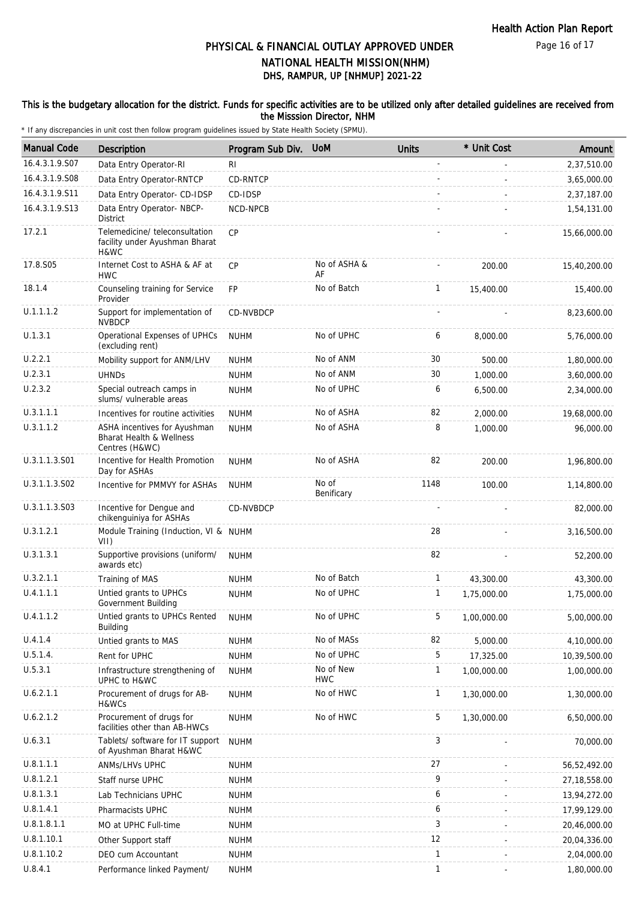# PHYSICAL & FINANCIAL OUTLAY APPROVED UNDER NATIONAL HEALTH MISSION(NHM)

## DHS, RAMPUR, UP [NHMUP] 2021-22

### This is the budgetary allocation for the district. Funds for specific activities are to be utilized only after detailed guidelines are received from the Misssion Director, NHM

\* If any discrepancies in unit cost then follow program guidelines issued by State Health Society (SPMU).

| Manual Code | Description | Program Sub Div. | UoM | Units | * Unit Cost | Amount |
|---|---|---|---|---|---|---|
| 16.4.3.1.9.S07 | Data Entry Operator-RI | RI | | - | - | 2,37,510.00 |
| 16.4.3.1.9.S08 | Data Entry Operator-RNTCP | CD-RNTCP | | - | - | 3,65,000.00 |
| 16.4.3.1.9.S11 | Data Entry Operator- CD-IDSP | CD-IDSP | | - | - | 2,37,187.00 |
| 16.4.3.1.9.S13 | Data Entry Operator- NBCP-District | NCD-NPCB | | - | - | 1,54,131.00 |
| 17.2.1 | Telemedicine/ teleconsultation facility under Ayushman Bharat H&WC | CP | | - | - | 15,66,000.00 |
| 17.8.S05 | Internet Cost to ASHA & AF at HWC | CP | No of ASHA & AF | - | 200.00 | 15,40,200.00 |
| 18.1.4 | Counseling training for Service Provider | FP | No of Batch | 1 | 15,400.00 | 15,400.00 |
| U.1.1.1.2 | Support for implementation of NVBDCP | CD-NVBDCP | | - | - | 8,23,600.00 |
| U.1.3.1 | Operational Expenses of UPHCs (excluding rent) | NUHM | No of UPHC | 6 | 8,000.00 | 5,76,000.00 |
| U.2.2.1 | Mobility support for ANM/LHV | NUHM | No of ANM | 30 | 500.00 | 1,80,000.00 |
| U.2.3.1 | UHNDs | NUHM | No of ANM | 30 | 1,000.00 | 3,60,000.00 |
| U.2.3.2 | Special outreach camps in slums/ vulnerable areas | NUHM | No of UPHC | 6 | 6,500.00 | 2,34,000.00 |
| U.3.1.1.1 | Incentives for routine activities | NUHM | No of ASHA | 82 | 2,000.00 | 19,68,000.00 |
| U.3.1.1.2 | ASHA incentives for Ayushman Bharat Health & Wellness Centres (H&WC) | NUHM | No of ASHA | 8 | 1,000.00 | 96,000.00 |
| U.3.1.1.3.S01 | Incentive for Health Promotion Day for ASHAs | NUHM | No of ASHA | 82 | 200.00 | 1,96,800.00 |
| U.3.1.1.3.S02 | Incentive for PMMVY for ASHAs | NUHM | No of Benificary | 1148 | 100.00 | 1,14,800.00 |
| U.3.1.1.3.S03 | Incentive for Dengue and chikenguiniya for ASHAs | CD-NVBDCP | | - | - | 82,000.00 |
| U.3.1.2.1 | Module Training (Induction, VI & VII) | NUHM | | 28 | - | 3,16,500.00 |
| U.3.1.3.1 | Supportive provisions (uniform/ awards etc) | NUHM | | 82 | - | 52,200.00 |
| U.3.2.1.1 | Training of MAS | NUHM | No of Batch | 1 | 43,300.00 | 43,300.00 |
| U.4.1.1.1 | Untied grants to UPHCs Government Building | NUHM | No of UPHC | 1 | 1,75,000.00 | 1,75,000.00 |
| U.4.1.1.2 | Untied grants to UPHCs Rented Building | NUHM | No of UPHC | 5 | 1,00,000.00 | 5,00,000.00 |
| U.4.1.4 | Untied grants to MAS | NUHM | No of MASs | 82 | 5,000.00 | 4,10,000.00 |
| U.5.1.4. | Rent for UPHC | NUHM | No of UPHC | 5 | 17,325.00 | 10,39,500.00 |
| U.5.3.1 | Infrastructure strengthening of UPHC to H&WC | NUHM | No of New HWC | 1 | 1,00,000.00 | 1,00,000.00 |
| U.6.2.1.1 | Procurement of drugs for AB-H&WCs | NUHM | No of HWC | 1 | 1,30,000.00 | 1,30,000.00 |
| U.6.2.1.2 | Procurement of drugs for facilities other than AB-HWCs | NUHM | No of HWC | 5 | 1,30,000.00 | 6,50,000.00 |
| U.6.3.1 | Tablets/ software for IT support of Ayushman Bharat H&WC | NUHM | | 3 | - | 70,000.00 |
| U.8.1.1.1 | ANMs/LHVs UPHC | NUHM | | 27 | - | 56,52,492.00 |
| U.8.1.2.1 | Staff nurse UPHC | NUHM | | 9 | - | 27,18,558.00 |
| U.8.1.3.1 | Lab Technicians UPHC | NUHM | | 6 | - | 13,94,272.00 |
| U.8.1.4.1 | Pharmacists UPHC | NUHM | | 6 | - | 17,99,129.00 |
| U.8.1.8.1.1 | MO at UPHC Full-time | NUHM | | 3 | - | 20,46,000.00 |
| U.8.1.10.1 | Other Support staff | NUHM | | 12 | - | 20,04,336.00 |
| U.8.1.10.2 | DEO cum Accountant | NUHM | | 1 | - | 2,04,000.00 |
| U.8.4.1 | Performance linked Payment/ | NUHM | | 1 | - | 1,80,000.00 |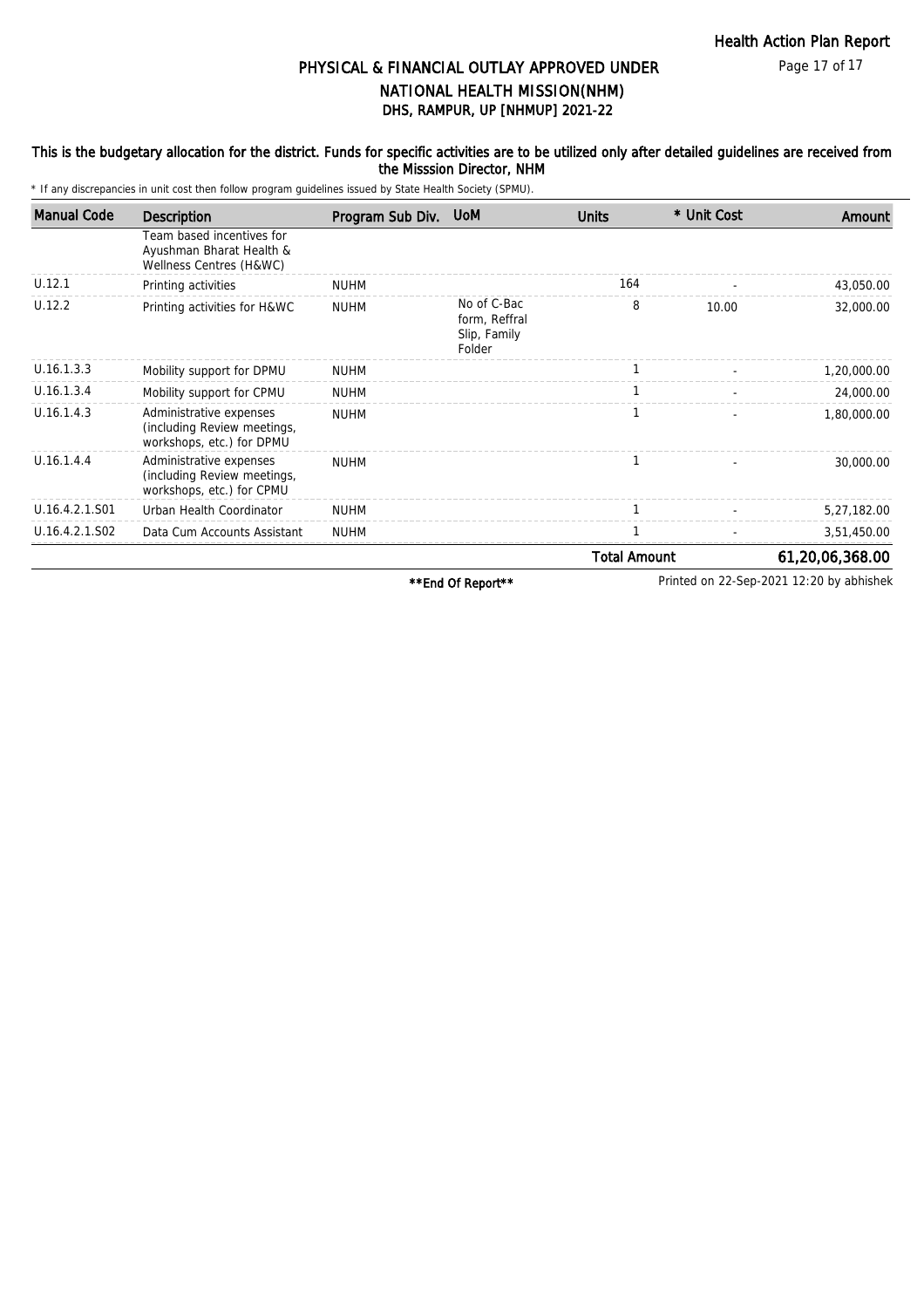Health Action Plan Report

# PHYSICAL & FINANCIAL OUTLAY APPROVED UNDER NATIONAL HEALTH MISSION(NHM)

## DHS, RAMPUR, UP [NHMUP] 2021-22

**This is the budgetary allocation for the district. Funds for specific activities are to be utilized only after detailed guidelines are received from the Misssion Director, NHM**

* If any discrepancies in unit cost then follow program guidelines issued by State Health Society (SPMU).

| Manual Code | Description | Program Sub Div. | UoM | Units | * Unit Cost | Amount |
|---|---|---|---|---|---|---|
| | Team based incentives for Ayushman Bharat Health & Wellness Centres (H&WC) | | | | | |
| U.12.1 | Printing activities | NUHM | | 164 | - | 43,050.00 |
| U.12.2 | Printing activities for H&WC | NUHM | No of C-Bac form, Refral Slip, Family Folder | 8 | 10.00 | 32,000.00 |
| U.16.1.3.3 | Mobility support for DPMU | NUHM | | 1 | - | 1,20,000.00 |
| U.16.1.3.4 | Mobility support for CPMU | NUHM | | 1 | - | 24,000.00 |
| U.16.1.4.3 | Administrative expenses (including Review meetings, workshops, etc.) for DPMU | NUHM | | 1 | - | 1,80,000.00 |
| U.16.1.4.4 | Administrative expenses (including Review meetings, workshops, etc.) for CPMU | NUHM | | 1 | - | 30,000.00 |
| U.16.4.2.1.S01 | Urban Health Coordinator | NUHM | | 1 | - | 5,27,182.00 |
| U.16.4.2.1.S02 | Data Cum Accounts Assistant | NUHM | | 1 | - | 3,51,450.00 |
| | | | | **Total Amount** | | **61,20,06,368.00** |

**End Of Report**

Printed on 22-Sep-2021 12:20 by abhishek